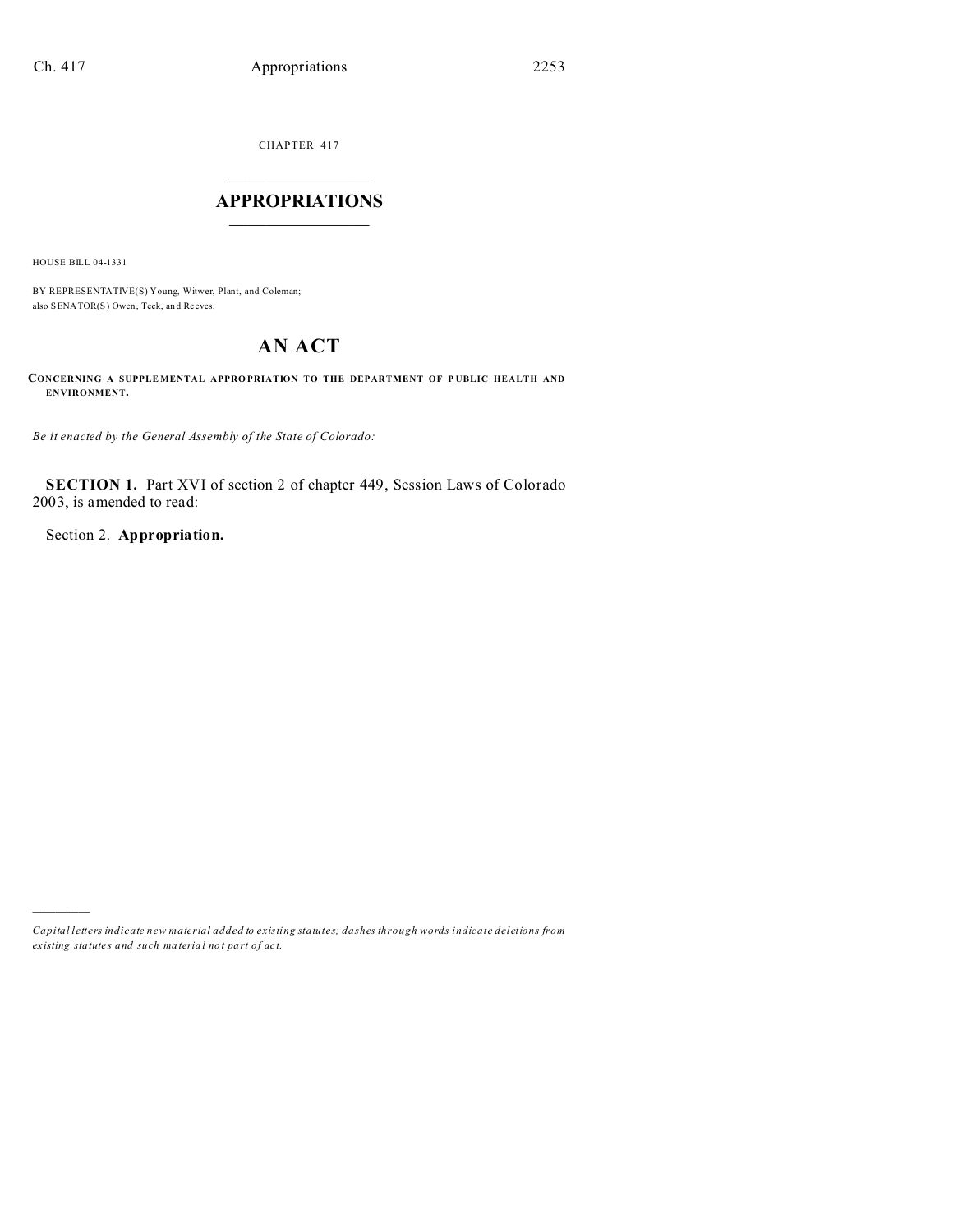CHAPTER 417

# APPROPRIATIONS

HOUSE BILL 04-1331

BY REPRESENTATIVE(S) Young, Witwer, Plant, and Coleman;
also SENATOR(S) Owen, Teck, and Reeves.

## AN ACT

**CONCERNING A SUPPLEMENTAL APPROPRIATION TO THE DEPARTMENT OF PUBLIC HEALTH AND ENVIRONMENT.**

*Be it enacted by the General Assembly of the State of Colorado:*

**SECTION 1.** Part XVI of section 2 of chapter 449, Session Laws of Colorado 2003, is amended to read:

Section 2. **Appropriation.**

---

*Capital letters indicate new material added to existing statutes; dashes through words indicate deletions from existing statutes and such material not part of act.*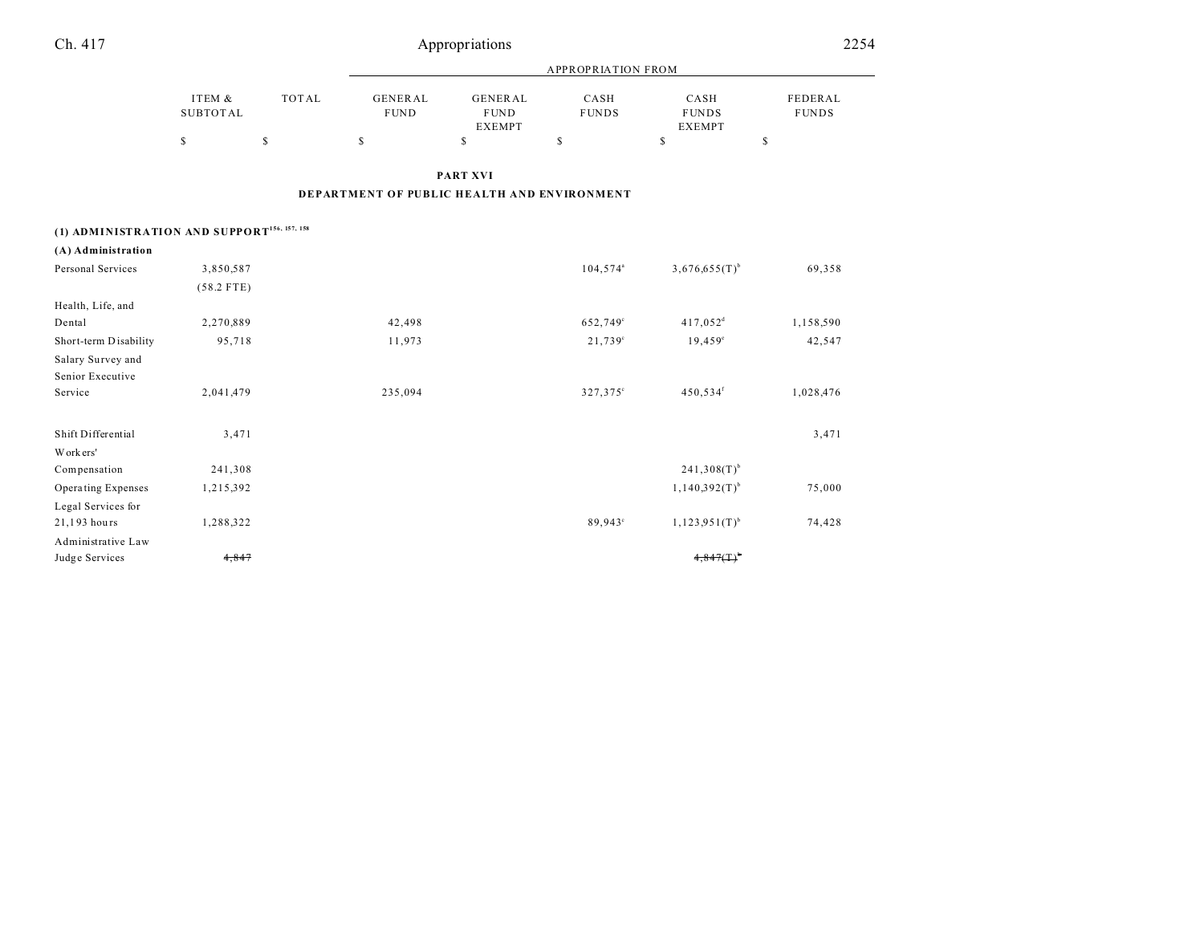## PART XVI

## DEPARTMENT OF PUBLIC HEALTH AND ENVIRONMENT

| | ITEM & SUBTOTAL | TOTAL | APPROPRIATION FROM GENERAL FUND | GENERAL FUND EXEMPT | CASH FUNDS | CASH FUNDS EXEMPT | FEDERAL FUNDS |
|---|---|---|---|---|---|---|---|
| | $ | $ | $ | $ | $ | $ | $ |
| **(1) ADMINISTRATION AND SUPPORT**[156, 157, 158] | | | | | | | |
| **(A) Administration** | | | | | | | |
| Personal Services | 3,850,587 | | | | 104,574[a] | 3,676,655(T)[b] | 69,358 |
| | (58.2 FTE) | | | | | | |
| Health, Life, and Dental | 2,270,889 | | 42,498 | | 652,749[c] | 417,052[d] | 1,158,590 |
| Short-term Disability | 95,718 | | 11,973 | | 21,739[c] | 19,459[e] | 42,547 |
| Salary Survey and Senior Executive Service | 2,041,479 | | 235,094 | | 327,375[c] | 450,534[f] | 1,028,476 |
| Shift Differential | 3,471 | | | | | | 3,471 |
| Workers' Compensation | 241,308 | | | | | 241,308(T)[b] | |
| Operating Expenses | 1,215,392 | | | | | 1,140,392(T)[b] | 75,000 |
| Legal Services for 21,193 hours | 1,288,322 | | | | 89,943[c] | 1,123,951(T)[b] | 74,428 |
| Administrative Law Judge Services | ~~4,847~~ | | | | | ~~4,847(T)[b]~~ | |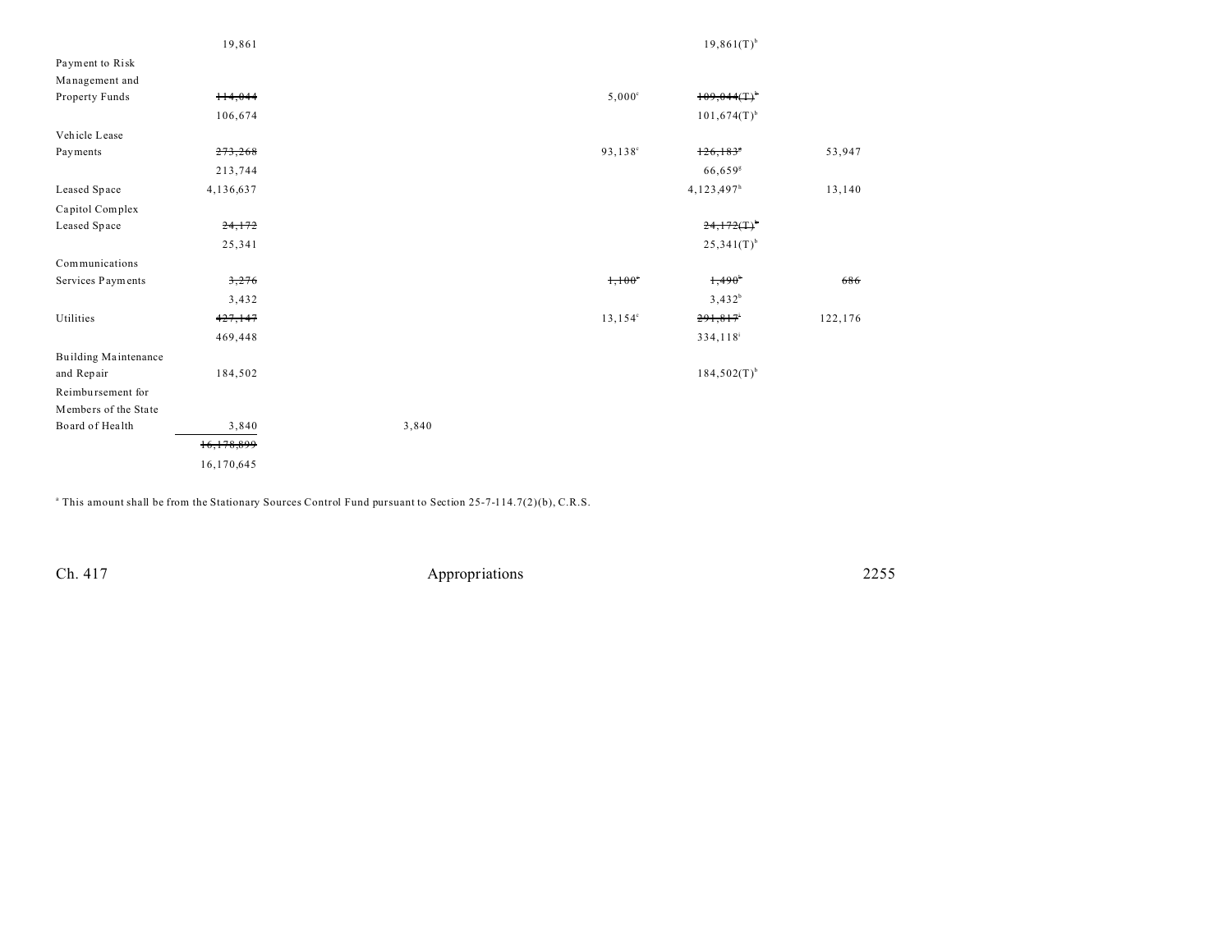| | | | | | | |
|---|---|---|---|---|---|---|
| | 19,861 | | | | 19,861(T)[b] | |
| Payment to Risk Management and Property Funds | ~~114,044~~ | | | 5,000[c] | ~~109,044(T)[b]~~ | |
| | 106,674 | | | | 101,674(T)[b] | |
| Vehicle Lease Payments | ~~273,268~~ | | | 93,138[c] | ~~126,183[f]~~ | 53,947 |
| | 213,744 | | | | 66,659[g] | |
| Leased Space | 4,136,637 | | | | 4,123,497[h] | 13,140 |
| Capitol Complex Leased Space | ~~24,172~~ | | | | ~~24,172(T)[b]~~ | |
| | 25,341 | | | | 25,341(T)[b] | |
| Communications Services Payments | ~~3,276~~ | | | ~~1,100[c]~~ | ~~1,490[b]~~ | ~~686~~ |
| | 3,432 | | | | 3,432[b] | |
| Utilities | ~~427,147~~ | | | 13,154[c] | ~~291,817[i]~~ | 122,176 |
| | 469,448 | | | | 334,118[i] | |
| Building Maintenance and Repair | 184,502 | | | | 184,502(T)[b] | |
| Reimbursement for Members of the State Board of Health | 3,840 | 3,840 | | | | |
| | ~~16,178,899~~ | | | | | |
| | 16,170,645 | | | | | |

[a] This amount shall be from the Stationary Sources Control Fund pursuant to Section 25-7-114.7(2)(b), C.R.S.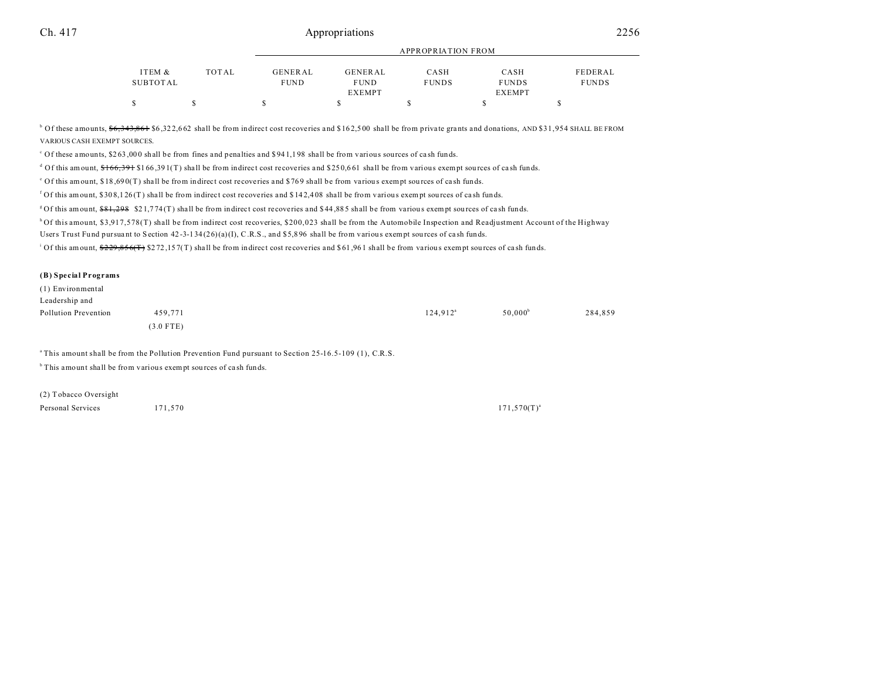| | ITEM & SUBTOTAL | TOTAL | APPROPRIATION FROM GENERAL FUND | GENERAL FUND EXEMPT | CASH FUNDS | CASH FUNDS EXEMPT | FEDERAL FUNDS |
|---|---|---|---|---|---|---|---|
| | $ | $ | $ | $ | $ | $ | $ |

[b] Of these amounts, ~~$6,343,861~~ $6,322,662 shall be from indirect cost recoveries and $162,500 shall be from private grants and donations, AND $31,954 SHALL BE FROM VARIOUS CASH EXEMPT SOURCES.

[c] Of these amounts, $263,000 shall be from fines and penalties and $941,198 shall be from various sources of cash funds.

[d] Of this amount, ~~$166,391~~ $166,391(T) shall be from indirect cost recoveries and $250,661 shall be from various exempt sources of cash funds.

[e] Of this amount, $18,690(T) shall be from indirect cost recoveries and $769 shall be from various exempt sources of cash funds.

[f] Of this amount, $308,126(T) shall be from indirect cost recoveries and $142,408 shall be from various exempt sources of cash funds.

[g] Of this amount, ~~$81,298~~ $21,774(T) shall be from indirect cost recoveries and $44,885 shall be from various exempt sources of cash funds.

[h] Of this amount, $3,917,578(T) shall be from indirect cost recoveries, $200,023 shall be from the Automobile Inspection and Readjustment Account of the Highway Users Trust Fund pursuant to Section 42-3-134(26)(a)(I), C.R.S., and $5,896 shall be from various exempt sources of cash funds.

[i] Of this amount, ~~$229,856(T)~~ $272,157(T) shall be from indirect cost recoveries and $61,961 shall be from various exempt sources of cash funds.

**(B) Special Programs**

| | ITEM & SUBTOTAL | TOTAL | GENERAL FUND | GENERAL FUND EXEMPT | CASH FUNDS | CASH FUNDS EXEMPT | FEDERAL FUNDS |
|---|---|---|---|---|---|---|---|
| (1) Environmental Leadership and Pollution Prevention | 459,771 (3.0 FTE) | | | | 124,912[a] | 50,000[b] | 284,859 |

[a] This amount shall be from the Pollution Prevention Fund pursuant to Section 25-16.5-109 (1), C.R.S.

[b] This amount shall be from various exempt sources of cash funds.

| | ITEM & SUBTOTAL | TOTAL | GENERAL FUND | GENERAL FUND EXEMPT | CASH FUNDS | CASH FUNDS EXEMPT | FEDERAL FUNDS |
|---|---|---|---|---|---|---|---|
| (2) Tobacco Oversight Personal Services | 171,570 | | | | | 171,570(T)[a] | |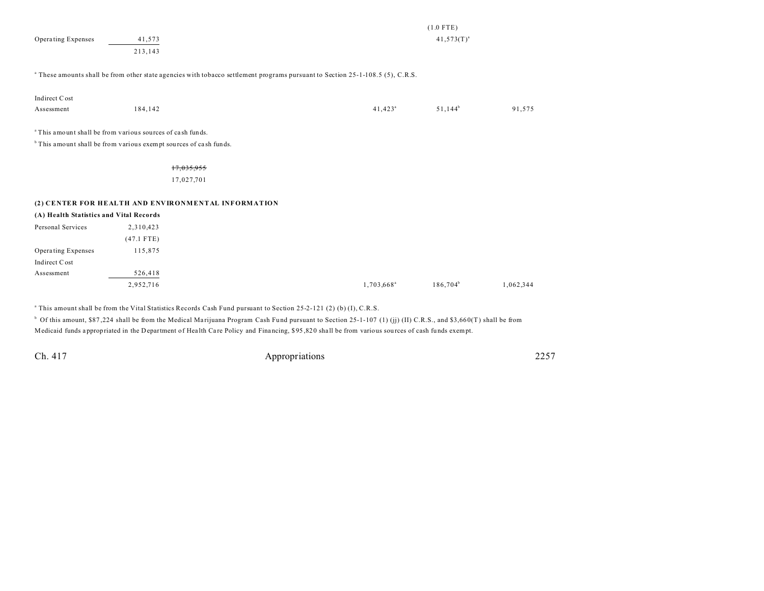| | | | | | |
|---|---|---|---|---|---|
| | | | | (1.0 FTE) | |
| Operating Expenses | 41,573 | | | 41,573(T)[a] | |
| | 213,143 | | | | |

[a] These amounts shall be from other state agencies with tobacco settlement programs pursuant to Section 25-1-108.5 (5), C.R.S.

| | | | | | |
|---|---|---|---|---|---|
| Indirect Cost Assessment | 184,142 | | 41,423[a] | 51,144[b] | 91,575 |

[a] This amount shall be from various sources of cash funds.

[b] This amount shall be from various exempt sources of cash funds.

~~17,035,955~~

17,027,701

**(2) CENTER FOR HEALTH AND ENVIRONMENTAL INFORMATION**

**(A) Health Statistics and Vital Records**

| | | | | | |
|---|---|---|---|---|---|
| Personal Services | 2,310,423 | | | | |
| | (47.1 FTE) | | | | |
| Operating Expenses | 115,875 | | | | |
| Indirect Cost Assessment | 526,418 | | | | |
| | 2,952,716 | | 1,703,668[a] | 186,704[b] | 1,062,344 |

[a] This amount shall be from the Vital Statistics Records Cash Fund pursuant to Section 25-2-121 (2) (b) (I), C.R.S.

[b] Of this amount, $87,224 shall be from the Medical Marijuana Program Cash Fund pursuant to Section 25-1-107 (1) (jj) (II) C.R.S., and $3,660(T) shall be from Medicaid funds appropriated in the Department of Health Care Policy and Financing, $95,820 shall be from various sources of cash funds exempt.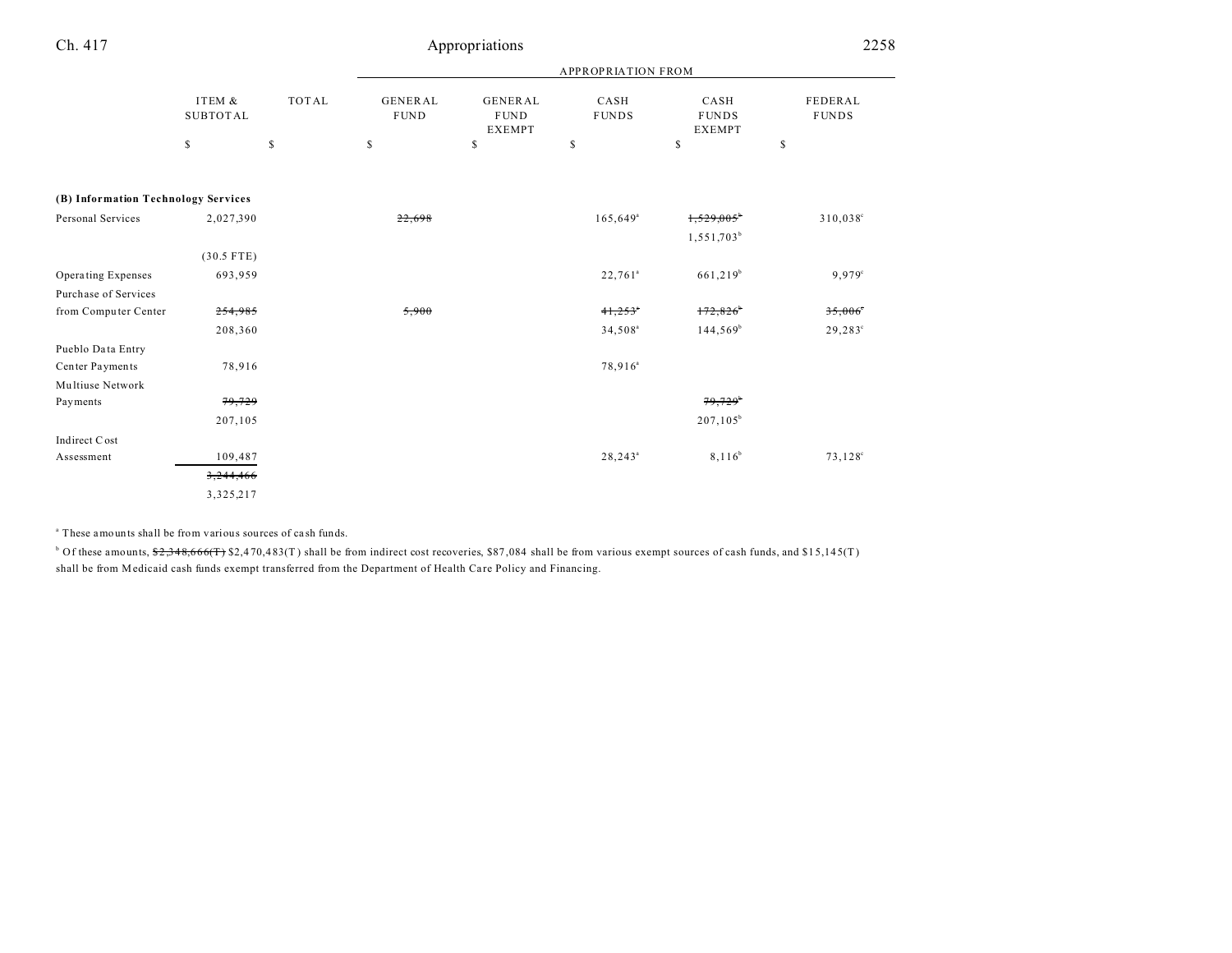| | ITEM & SUBTOTAL | TOTAL | GENERAL FUND | GENERAL FUND EXEMPT | CASH FUNDS | CASH FUNDS EXEMPT | FEDERAL FUNDS |
|---|---|---|---|---|---|---|---|
| | | | APPROPRIATION FROM | | | | |
| | $ | $ | $ | $ | $ | $ | $ |
| **(B) Information Technology Services** | | | | | | | |
| Personal Services | 2,027,390 | | ~~22,698~~ | | 165,649[a] | ~~1,529,005~~[b] 1,551,703[b] | 310,038[c] |
| | (30.5 FTE) | | | | | | |
| Operating Expenses | 693,959 | | | | 22,761[a] | 661,219[b] | 9,979[c] |
| Purchase of Services from Computer Center | ~~254,985~~ 208,360 | | ~~5,900~~ | | ~~41,253~~[a] 34,508[a] | ~~172,826~~[b] 144,569[b] | ~~35,006~~[c] 29,283[c] |
| Pueblo Data Entry Center Payments | 78,916 | | | | 78,916[a] | | |
| Multiuse Network Payments | ~~79,729~~ 207,105 | | | | | ~~79,729~~[b] 207,105[b] | |
| Indirect Cost Assessment | 109,487 | | | | 28,243[a] | 8,116[b] | 73,128[c] |
| | ~~3,244,466~~ 3,325,217 | | | | | | |

[a] These amounts shall be from various sources of cash funds.

[b] Of these amounts, ~~$2,348,666(T)~~ $2,470,483(T) shall be from indirect cost recoveries, $87,084 shall be from various exempt sources of cash funds, and $15,145(T) shall be from Medicaid cash funds exempt transferred from the Department of Health Care Policy and Financing.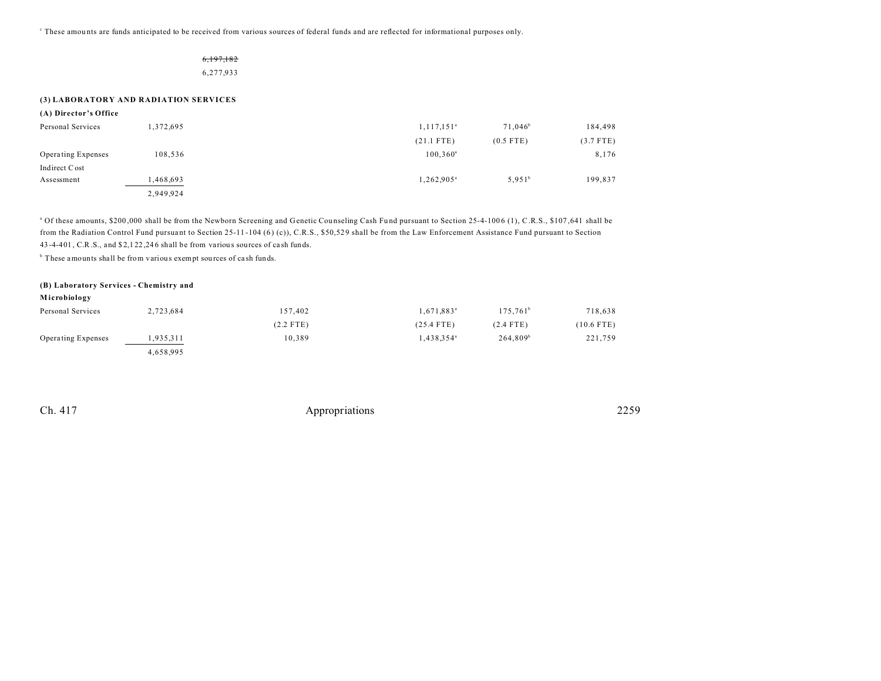[c] These amounts are funds anticipated to be received from various sources of federal funds and are reflected for informational purposes only.

~~6,197,182~~
6,277,933

**(3) LABORATORY AND RADIATION SERVICES**

**(A) Director's Office**

| | | | | | |
|---|---|---|---|---|---|
| Personal Services | 1,372,695 | | 1,117,151[a] | 71,046[b] | 184,498 |
| | | | (21.1 FTE) | (0.5 FTE) | (3.7 FTE) |
| Operating Expenses | 108,536 | | 100,360[a] | | 8,176 |
| Indirect Cost Assessment | 1,468,693 | | 1,262,905[a] | 5,951[b] | 199,837 |
| | 2,949,924 | | | | |

[a] Of these amounts, $200,000 shall be from the Newborn Screening and Genetic Counseling Cash Fund pursuant to Section 25-4-1006 (1), C.R.S., $107,641 shall be from the Radiation Control Fund pursuant to Section 25-11-104 (6) (c)), C.R.S., $50,529 shall be from the Law Enforcement Assistance Fund pursuant to Section 43-4-401, C.R.S., and $2,122,246 shall be from various sources of cash funds.

[b] These amounts shall be from various exempt sources of cash funds.

**(B) Laboratory Services - Chemistry and Microbiology**

| | | | | | |
|---|---|---|---|---|---|
| Personal Services | 2,723,684 | 157,402 | 1,671,883[a] | 175,761[b] | 718,638 |
| | | (2.2 FTE) | (25.4 FTE) | (2.4 FTE) | (10.6 FTE) |
| Operating Expenses | 1,935,311 | 10,389 | 1,438,354[a] | 264,809[b] | 221,759 |
| | 4,658,995 | | | | |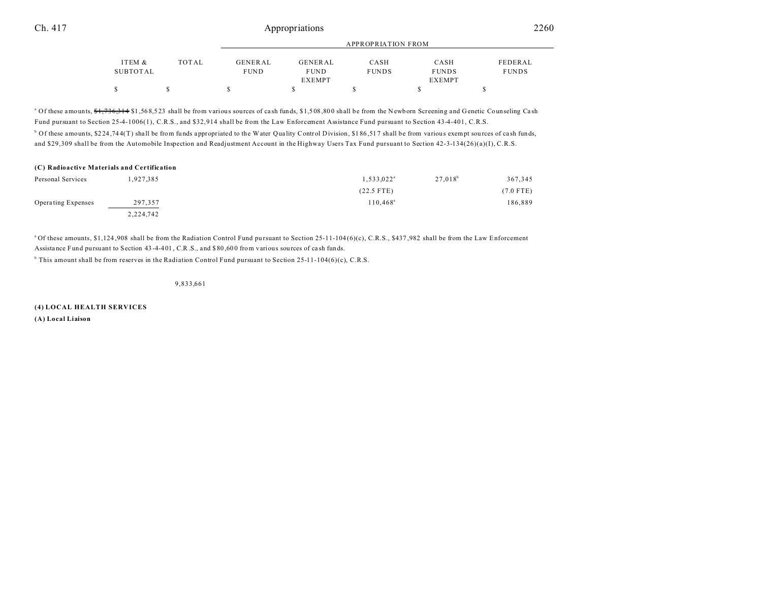| | ITEM & SUBTOTAL | TOTAL | GENERAL FUND | GENERAL FUND EXEMPT | CASH FUNDS | CASH FUNDS EXEMPT | FEDERAL FUNDS |
|---|---|---|---|---|---|---|---|
| | | | APPROPRIATION FROM | | | | |
| | $ | $ | $ | $ | $ | $ | $ |

[a] Of these amounts, ~~$1,736,314~~ $1,568,523 shall be from various sources of cash funds, $1,508,800 shall be from the Newborn Screening and Genetic Counseling Cash Fund pursuant to Section 25-4-1006(1), C.R.S., and $32,914 shall be from the Law Enforcement Assistance Fund pursuant to Section 43-4-401, C.R.S.

[b] Of these amounts, $224,744(T) shall be from funds appropriated to the Water Quality Control Division, $186,517 shall be from various exempt sources of cash funds, and $29,309 shall be from the Automobile Inspection and Readjustment Account in the Highway Users Tax Fund pursuant to Section 42-3-134(26)(a)(I), C.R.S.

**(C) Radioactive Materials and Certification**

| | ITEM & SUBTOTAL | TOTAL | GENERAL FUND | GENERAL FUND EXEMPT | CASH FUNDS | CASH FUNDS EXEMPT | FEDERAL FUNDS |
|---|---|---|---|---|---|---|---|
| Personal Services | 1,927,385 | | | | 1,533,022[a] | 27,018[b] | 367,345 |
| | | | | | (22.5 FTE) | | (7.0 FTE) |
| Operating Expenses | 297,357 | | | | 110,468[a] | | 186,889 |
| | 2,224,742 | | | | | | |

[a] Of these amounts, $1,124,908 shall be from the Radiation Control Fund pursuant to Section 25-11-104(6)(c), C.R.S., $437,982 shall be from the Law Enforcement Assistance Fund pursuant to Section 43-4-401, C.R.S., and $80,600 from various sources of cash funds.

[b] This amount shall be from reserves in the Radiation Control Fund pursuant to Section 25-11-104(6)(c), C.R.S.

| | ITEM & SUBTOTAL | TOTAL | GENERAL FUND | GENERAL FUND EXEMPT | CASH FUNDS | CASH FUNDS EXEMPT | FEDERAL FUNDS |
|---|---|---|---|---|---|---|---|
| | | 9,833,661 | | | | | |

**(4) LOCAL HEALTH SERVICES**

**(A) Local Liaison**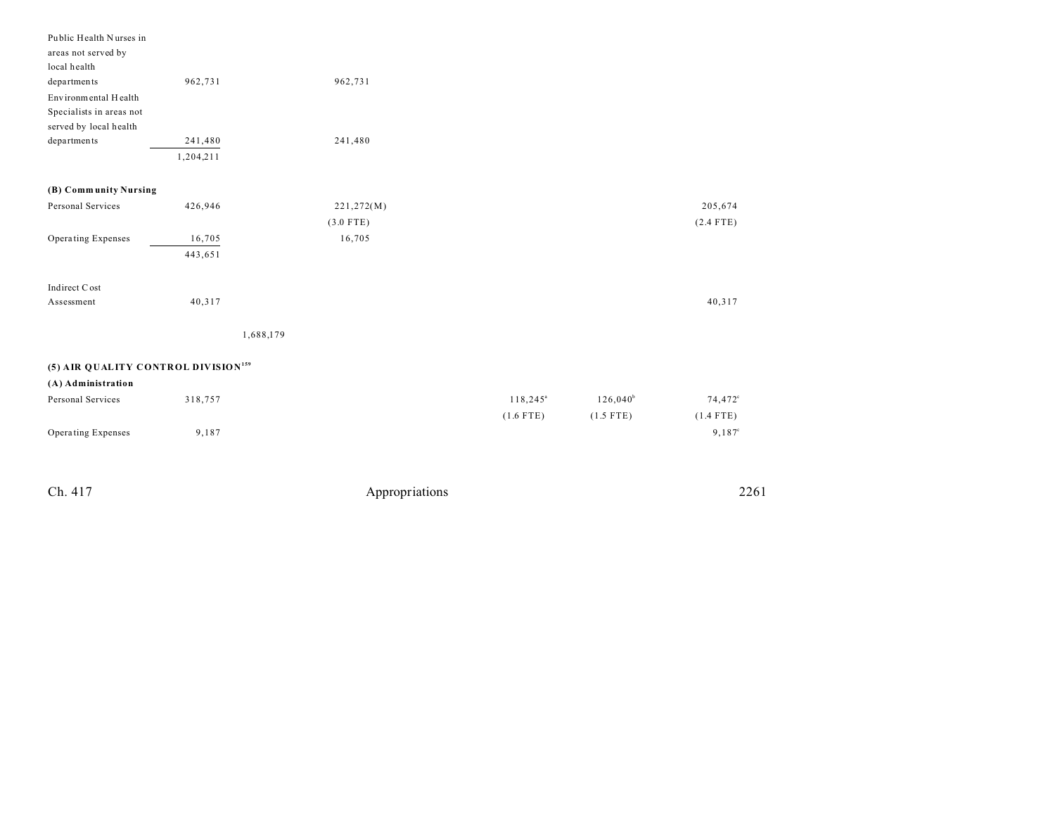| | | | | | | |
|---|---|---|---|---|---|---|
| Public Health Nurses in areas not served by local health departments | 962,731 | | 962,731 | | | |
| Environmental Health Specialists in areas not served by local health departments | 241,480 | | 241,480 | | | |
| | 1,204,211 | | | | | |
| **(B) Community Nursing** | | | | | | |
| Personal Services | 426,946 | | 221,272(M) | | | 205,674 |
| | | | (3.0 FTE) | | | (2.4 FTE) |
| Operating Expenses | 16,705 | | 16,705 | | | |
| | 443,651 | | | | | |
| Indirect Cost Assessment | 40,317 | | | | | 40,317 |
| | | 1,688,179 | | | | |
| **(5) AIR QUALITY CONTROL DIVISION[159]** | | | | | | |
| **(A) Administration** | | | | | | |
| Personal Services | 318,757 | | | 118,245[a] | 126,040[b] | 74,472[c] |
| | | | | (1.6 FTE) | (1.5 FTE) | (1.4 FTE) |
| Operating Expenses | 9,187 | | | | | 9,187[c] |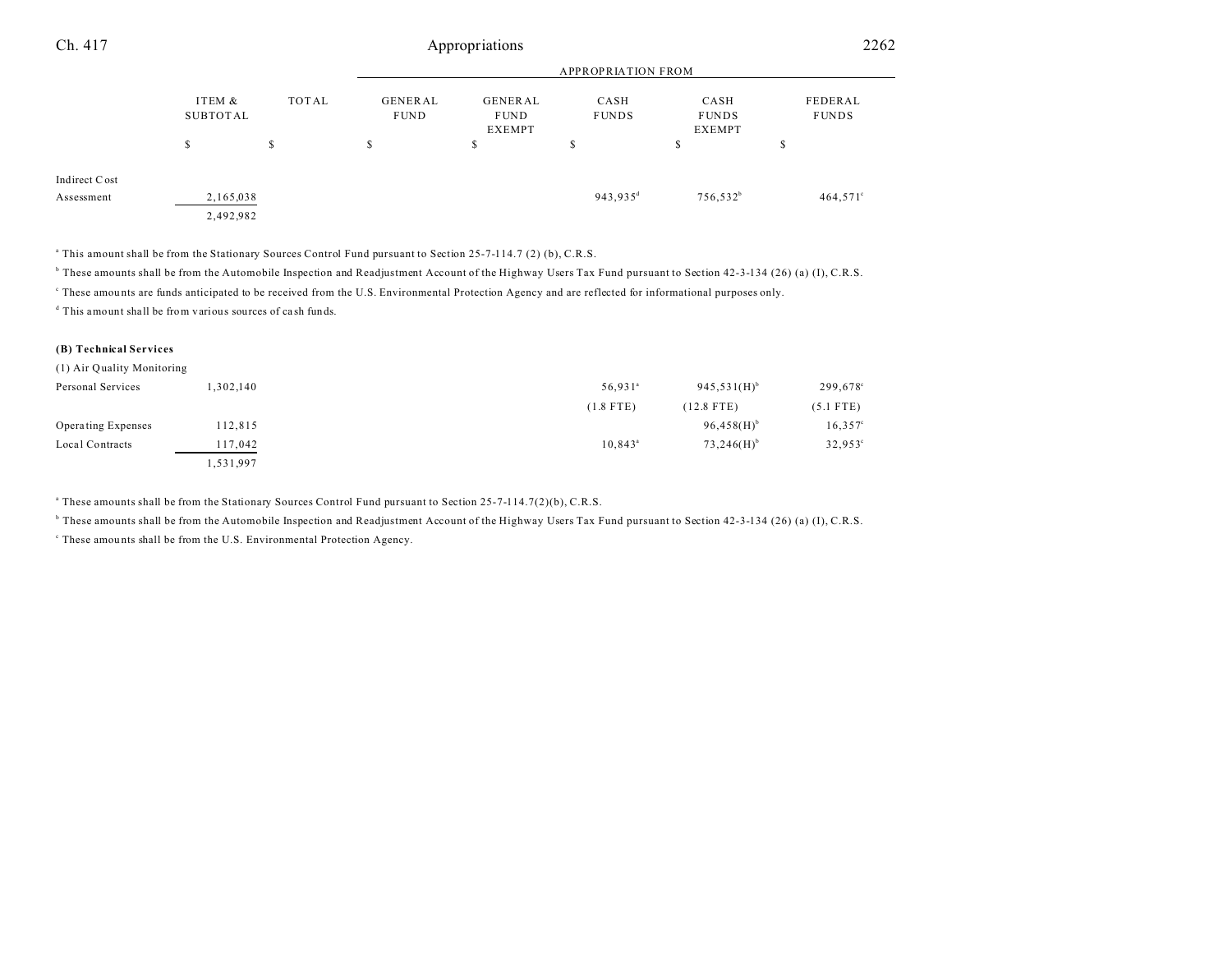| | ITEM & SUBTOTAL | TOTAL | APPROPRIATION FROM GENERAL FUND | GENERAL FUND EXEMPT | CASH FUNDS | CASH FUNDS EXEMPT | FEDERAL FUNDS |
|---|---|---|---|---|---|---|---|
| | $ | $ | $ | $ | $ | $ | $ |
| Indirect Cost Assessment | 2,165,038 | | | | 943,935[d] | 756,532[b] | 464,571[c] |
| | 2,492,982 | | | | | | |

[a] This amount shall be from the Stationary Sources Control Fund pursuant to Section 25-7-114.7 (2) (b), C.R.S.

[b] These amounts shall be from the Automobile Inspection and Readjustment Account of the Highway Users Tax Fund pursuant to Section 42-3-134 (26) (a) (I), C.R.S.

[c] These amounts are funds anticipated to be received from the U.S. Environmental Protection Agency and are reflected for informational purposes only.

[d] This amount shall be from various sources of cash funds.

**(B) Technical Services**

(1) Air Quality Monitoring

| | ITEM & SUBTOTAL | TOTAL | GENERAL FUND | GENERAL FUND EXEMPT | CASH FUNDS | CASH FUNDS EXEMPT | FEDERAL FUNDS |
|---|---|---|---|---|---|---|---|
| Personal Services | 1,302,140 | | | | 56,931[a] | 945,531(H)[b] | 299,678[c] |
| | | | | | (1.8 FTE) | (12.8 FTE) | (5.1 FTE) |
| Operating Expenses | 112,815 | | | | | 96,458(H)[b] | 16,357[c] |
| Local Contracts | 117,042 | | | | 10,843[a] | 73,246(H)[b] | 32,953[c] |
| | 1,531,997 | | | | | | |

[a] These amounts shall be from the Stationary Sources Control Fund pursuant to Section 25-7-114.7(2)(b), C.R.S.

[b] These amounts shall be from the Automobile Inspection and Readjustment Account of the Highway Users Tax Fund pursuant to Section 42-3-134 (26) (a) (I), C.R.S.

[c] These amounts shall be from the U.S. Environmental Protection Agency.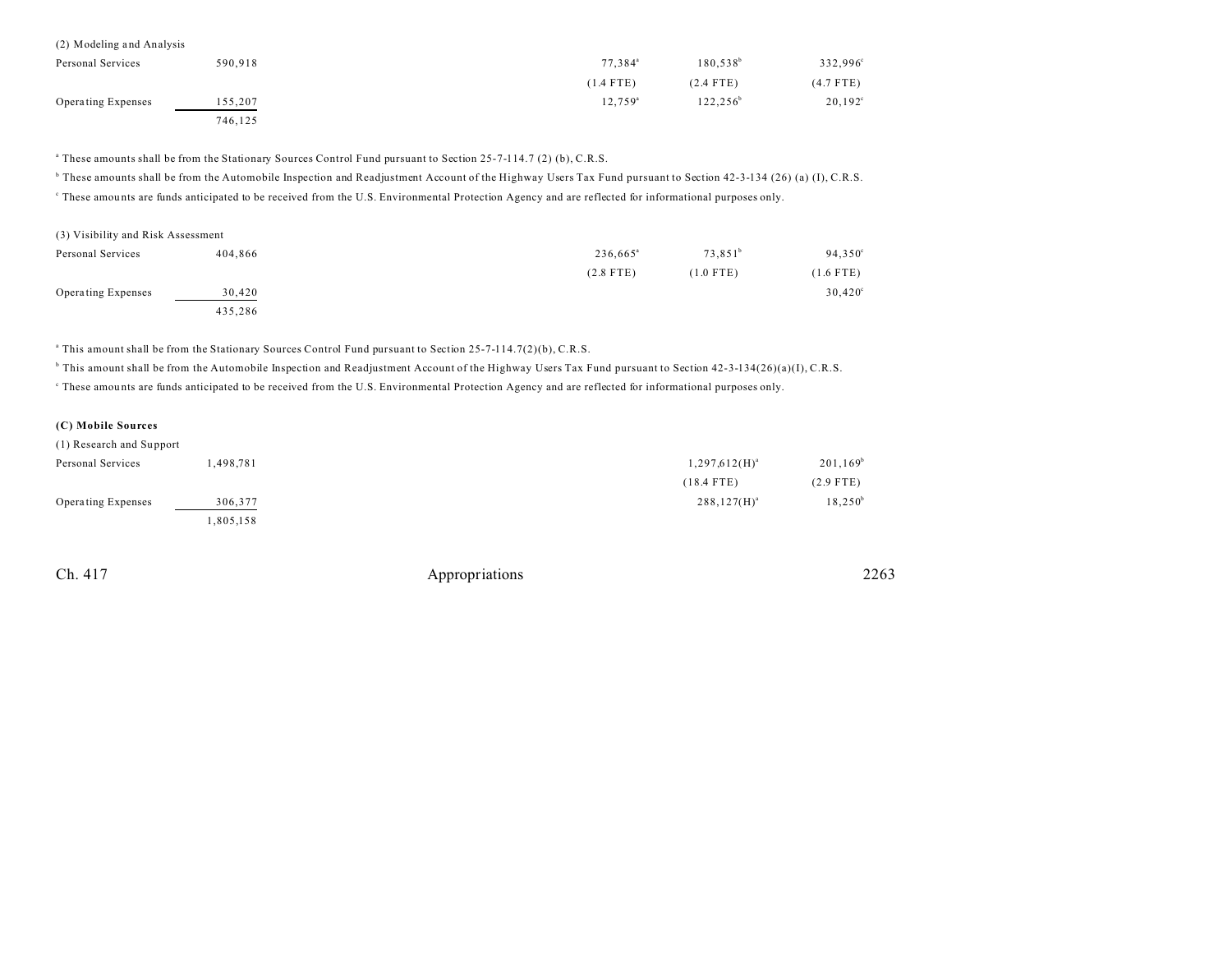(2) Modeling and Analysis

| | | | | | |
|---|---|---|---|---|---|
| Personal Services | 590,918 | | 77,384[a] | 180,538[b] | 332,996[c] |
| | | | (1.4 FTE) | (2.4 FTE) | (4.7 FTE) |
| Operating Expenses | 155,207 | | 12,759[a] | 122,256[b] | 20,192[c] |
| | 746,125 | | | | |

[a] These amounts shall be from the Stationary Sources Control Fund pursuant to Section 25-7-114.7 (2) (b), C.R.S.

[b] These amounts shall be from the Automobile Inspection and Readjustment Account of the Highway Users Tax Fund pursuant to Section 42-3-134 (26) (a) (I), C.R.S.

[c] These amounts are funds anticipated to be received from the U.S. Environmental Protection Agency and are reflected for informational purposes only.

(3) Visibility and Risk Assessment

| | | | | | |
|---|---|---|---|---|---|
| Personal Services | 404,866 | | 236,665[a] | 73,851[b] | 94,350[c] |
| | | | (2.8 FTE) | (1.0 FTE) | (1.6 FTE) |
| Operating Expenses | 30,420 | | | | 30,420[c] |
| | 435,286 | | | | |

[a] This amount shall be from the Stationary Sources Control Fund pursuant to Section 25-7-114.7(2)(b), C.R.S.

[b] This amount shall be from the Automobile Inspection and Readjustment Account of the Highway Users Tax Fund pursuant to Section 42-3-134(26)(a)(I), C.R.S.

[c] These amounts are funds anticipated to be received from the U.S. Environmental Protection Agency and are reflected for informational purposes only.

**(C) Mobile Sources**

(1) Research and Support

| | | | | | |
|---|---|---|---|---|---|
| Personal Services | 1,498,781 | | | 1,297,612(H)[a] | 201,169[b] |
| | | | | (18.4 FTE) | (2.9 FTE) |
| Operating Expenses | 306,377 | | | 288,127(H)[a] | 18,250[b] |
| | 1,805,158 | | | | |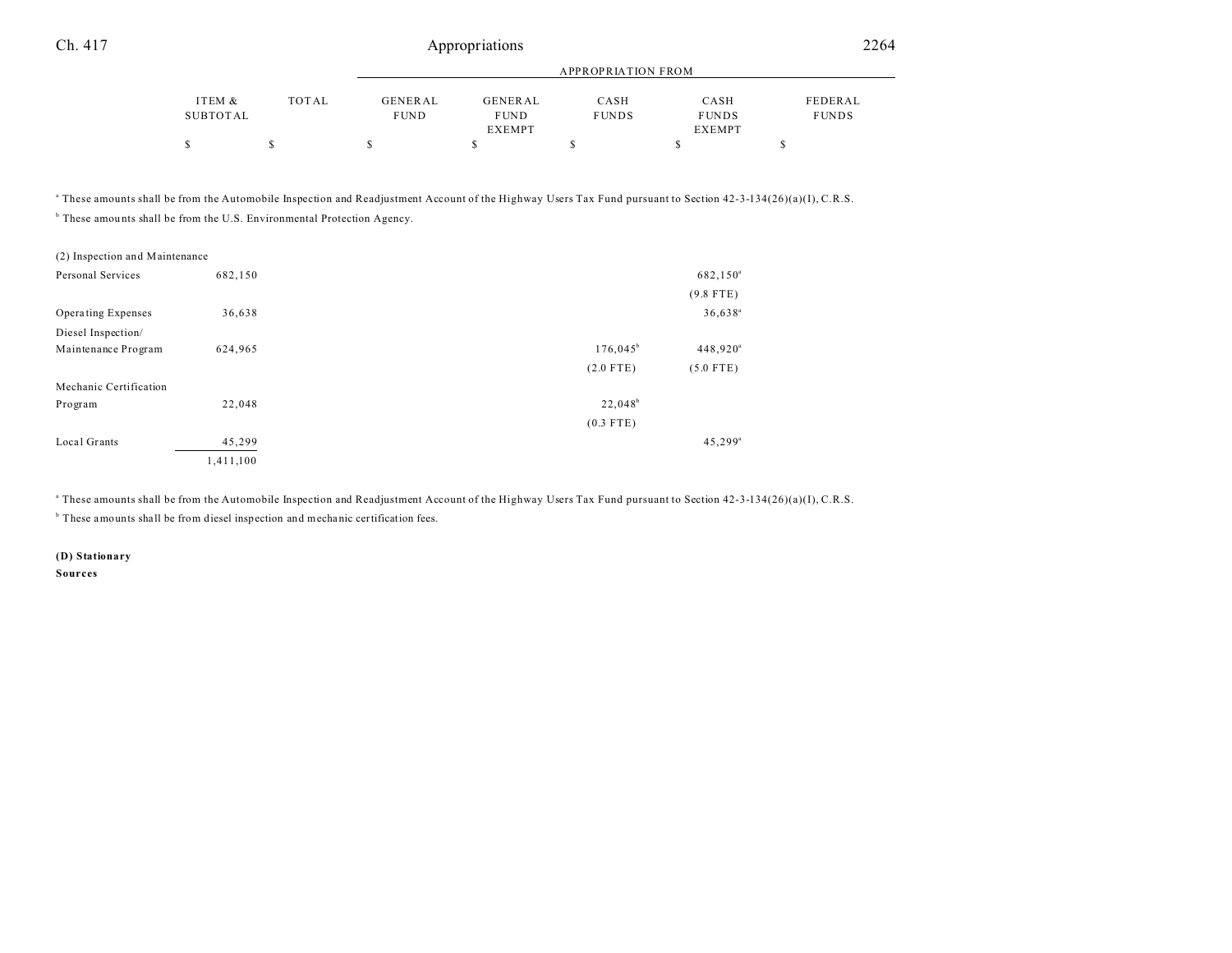| | ITEM & SUBTOTAL | TOTAL | APPROPRIATION FROM GENERAL FUND | GENERAL FUND EXEMPT | CASH FUNDS | CASH FUNDS EXEMPT | FEDERAL FUNDS |
|---|---|---|---|---|---|---|---|
| | $ | $ | $ | $ | $ | $ | $ |

[a] These amounts shall be from the Automobile Inspection and Readjustment Account of the Highway Users Tax Fund pursuant to Section 42-3-134(26)(a)(I), C.R.S.
[b] These amounts shall be from the U.S. Environmental Protection Agency.

| | ITEM & SUBTOTAL | TOTAL | GENERAL FUND | GENERAL FUND EXEMPT | CASH FUNDS | CASH FUNDS EXEMPT | FEDERAL FUNDS |
|---|---|---|---|---|---|---|---|
| (2) Inspection and Maintenance | | | | | | | |
| Personal Services | 682,150 | | | | | 682,150[a] | |
| | | | | | | (9.8 FTE) | |
| Operating Expenses | 36,638 | | | | | 36,638[a] | |
| Diesel Inspection/ Maintenance Program | 624,965 | | | | 176,045[b] | 448,920[a] | |
| | | | | | (2.0 FTE) | (5.0 FTE) | |
| Mechanic Certification Program | 22,048 | | | | 22,048[b] | | |
| | | | | | (0.3 FTE) | | |
| Local Grants | 45,299 | | | | | 45,299[a] | |
| | 1,411,100 | | | | | | |

[a] These amounts shall be from the Automobile Inspection and Readjustment Account of the Highway Users Tax Fund pursuant to Section 42-3-134(26)(a)(I), C.R.S.
[b] These amounts shall be from diesel inspection and mechanic certification fees.

**(D) Stationary Sources**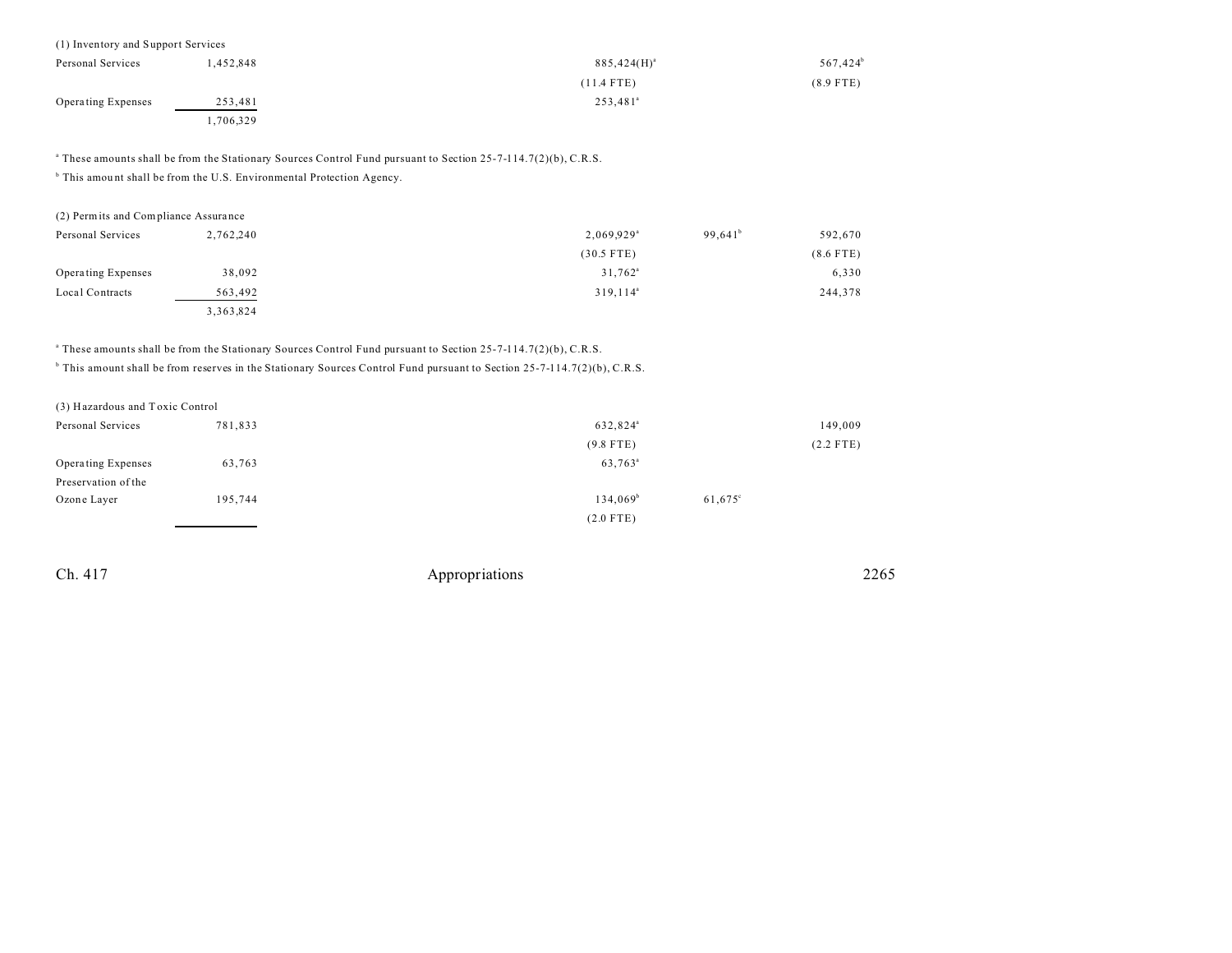(1) Inventory and Support Services

| | | | | | | |
|---|---|---|---|---|---|---|
| Personal Services | 1,452,848 | | | 885,424(H)[a] | | 567,424[b] |
| | | | | (11.4 FTE) | | (8.9 FTE) |
| Operating Expenses | 253,481 | | | 253,481[a] | | |
| | 1,706,329 | | | | | |

[a] These amounts shall be from the Stationary Sources Control Fund pursuant to Section 25-7-114.7(2)(b), C.R.S.

[b] This amount shall be from the U.S. Environmental Protection Agency.

(2) Permits and Compliance Assurance

| | | | | | | |
|---|---|---|---|---|---|---|
| Personal Services | 2,762,240 | | | 2,069,929[a] | 99,641[b] | 592,670 |
| | | | | (30.5 FTE) | | (8.6 FTE) |
| Operating Expenses | 38,092 | | | 31,762[a] | | 6,330 |
| Local Contracts | 563,492 | | | 319,114[a] | | 244,378 |
| | 3,363,824 | | | | | |

[a] These amounts shall be from the Stationary Sources Control Fund pursuant to Section 25-7-114.7(2)(b), C.R.S.

[b] This amount shall be from reserves in the Stationary Sources Control Fund pursuant to Section 25-7-114.7(2)(b), C.R.S.

(3) Hazardous and Toxic Control

| | | | | | | |
|---|---|---|---|---|---|---|
| Personal Services | 781,833 | | | 632,824[a] | | 149,009 |
| | | | | (9.8 FTE) | | (2.2 FTE) |
| Operating Expenses | 63,763 | | | 63,763[a] | | |
| Preservation of the Ozone Layer | 195,744 | | | 134,069[b] | 61,675[c] | |
| | | | | (2.0 FTE) | | |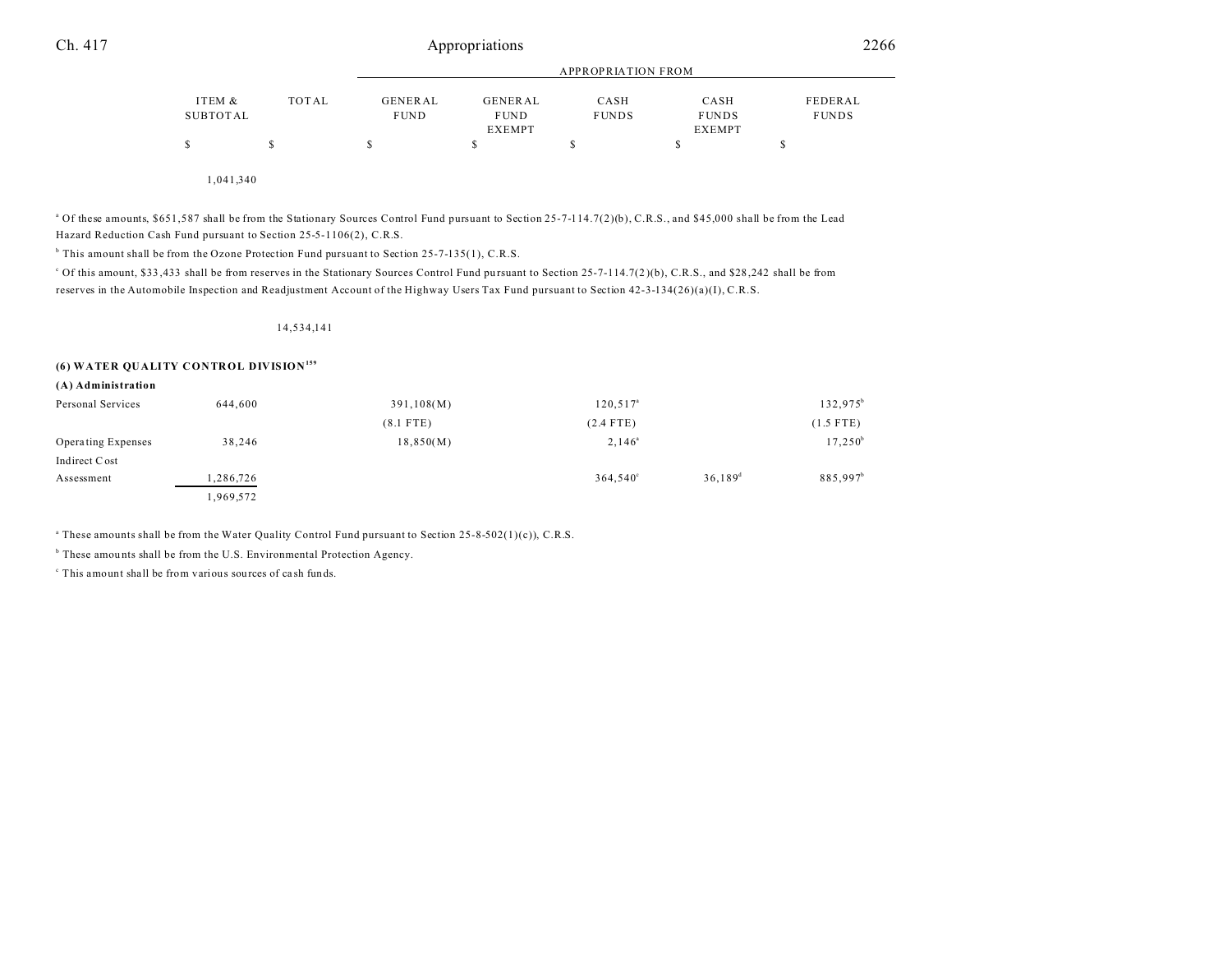| | ITEM & SUBTOTAL | TOTAL | GENERAL FUND | GENERAL FUND EXEMPT | CASH FUNDS | CASH FUNDS EXEMPT | FEDERAL FUNDS |
|---|---|---|---|---|---|---|---|
| | | | APPROPRIATION FROM | | | | |
| | $ | $ | $ | $ | $ | $ | $ |
| | 1,041,340 | | | | | | |

[a] Of these amounts, $651,587 shall be from the Stationary Sources Control Fund pursuant to Section 25-7-114.7(2)(b), C.R.S., and $45,000 shall be from the Lead Hazard Reduction Cash Fund pursuant to Section 25-5-1106(2), C.R.S.

[b] This amount shall be from the Ozone Protection Fund pursuant to Section 25-7-135(1), C.R.S.

[c] Of this amount, $33,433 shall be from reserves in the Stationary Sources Control Fund pursuant to Section 25-7-114.7(2)(b), C.R.S., and $28,242 shall be from reserves in the Automobile Inspection and Readjustment Account of the Highway Users Tax Fund pursuant to Section 42-3-134(26)(a)(I), C.R.S.

| | ITEM & SUBTOTAL | TOTAL | GENERAL FUND | GENERAL FUND EXEMPT | CASH FUNDS | CASH FUNDS EXEMPT | FEDERAL FUNDS |
|---|---|---|---|---|---|---|---|
| | | 14,534,141 | | | | | |

**(6) WATER QUALITY CONTROL DIVISION[159]**

**(A) Administration**

| | ITEM & SUBTOTAL | TOTAL | GENERAL FUND | GENERAL FUND EXEMPT | CASH FUNDS | CASH FUNDS EXEMPT | FEDERAL FUNDS |
|---|---|---|---|---|---|---|---|
| Personal Services | 644,600 | | 391,108(M) | | 120,517[a] | | 132,975[b] |
| | | | (8.1 FTE) | | (2.4 FTE) | | (1.5 FTE) |
| Operating Expenses | 38,246 | | 18,850(M) | | 2,146[a] | | 17,250[b] |
| Indirect Cost Assessment | 1,286,726 | | | | 364,540[c] | 36,189[d] | 885,997[b] |
| | 1,969,572 | | | | | | |

[a] These amounts shall be from the Water Quality Control Fund pursuant to Section 25-8-502(1)(c)), C.R.S.

[b] These amounts shall be from the U.S. Environmental Protection Agency.

[c] This amount shall be from various sources of cash funds.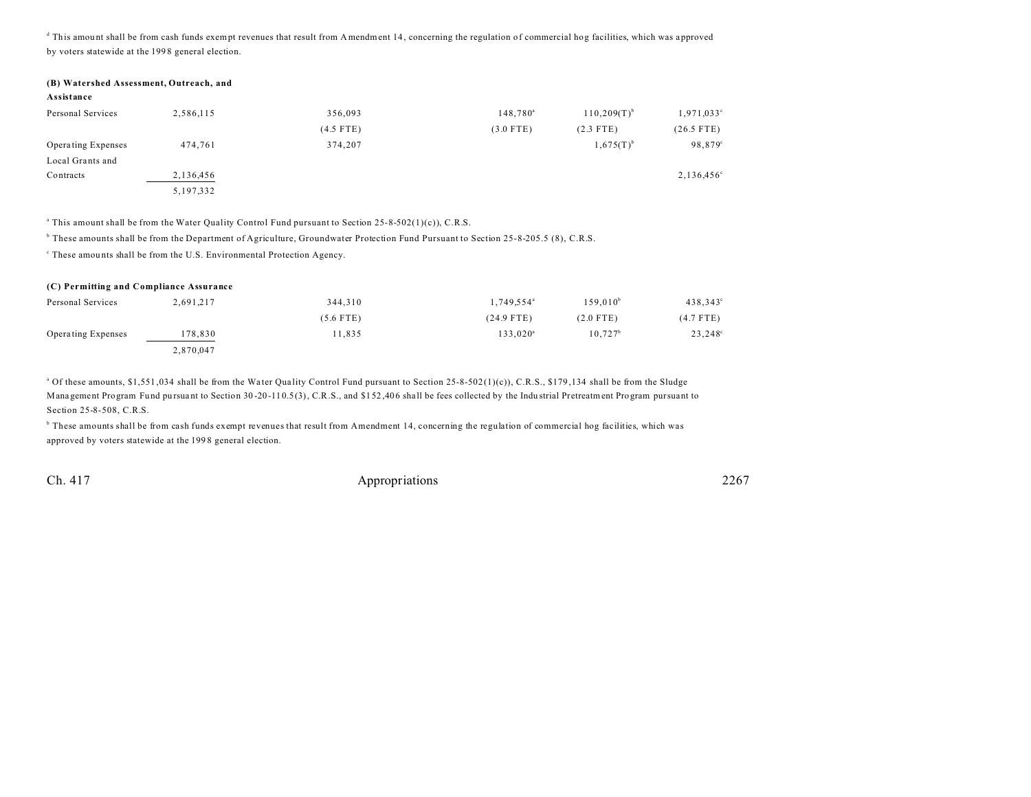[d] This amount shall be from cash funds exempt revenues that result from Amendment 14, concerning the regulation of commercial hog facilities, which was approved by voters statewide at the 1998 general election.

**(B) Watershed Assessment, Outreach, and Assistance**

| | | | | | |
|---|---|---|---|---|---|
| Personal Services | 2,586,115 | 356,093 | 148,780[a] | 110,209(T)[b] | 1,971,033[c] |
| | | (4.5 FTE) | (3.0 FTE) | (2.3 FTE) | (26.5 FTE) |
| Operating Expenses | 474,761 | 374,207 | | 1,675(T)[b] | 98,879[c] |
| Local Grants and Contracts | 2,136,456 | | | | 2,136,456[c] |
| | 5,197,332 | | | | |

[a] This amount shall be from the Water Quality Control Fund pursuant to Section 25-8-502(1)(c)), C.R.S.

[b] These amounts shall be from the Department of Agriculture, Groundwater Protection Fund Pursuant to Section 25-8-205.5 (8), C.R.S.

[c] These amounts shall be from the U.S. Environmental Protection Agency.

**(C) Permitting and Compliance Assurance**

| | | | | | |
|---|---|---|---|---|---|
| Personal Services | 2,691,217 | 344,310 | 1,749,554[a] | 159,010[b] | 438,343[c] |
| | | (5.6 FTE) | (24.9 FTE) | (2.0 FTE) | (4.7 FTE) |
| Operating Expenses | 178,830 | 11,835 | 133,020[a] | 10,727[b] | 23,248[c] |
| | 2,870,047 | | | | |

[a] Of these amounts, $1,551,034 shall be from the Water Quality Control Fund pursuant to Section 25-8-502(1)(c)), C.R.S., $179,134 shall be from the Sludge Management Program Fund pursuant to Section 30-20-110.5(3), C.R.S., and $152,406 shall be fees collected by the Industrial Pretreatment Program pursuant to Section 25-8-508, C.R.S.

[b] These amounts shall be from cash funds exempt revenues that result from Amendment 14, concerning the regulation of commercial hog facilities, which was approved by voters statewide at the 1998 general election.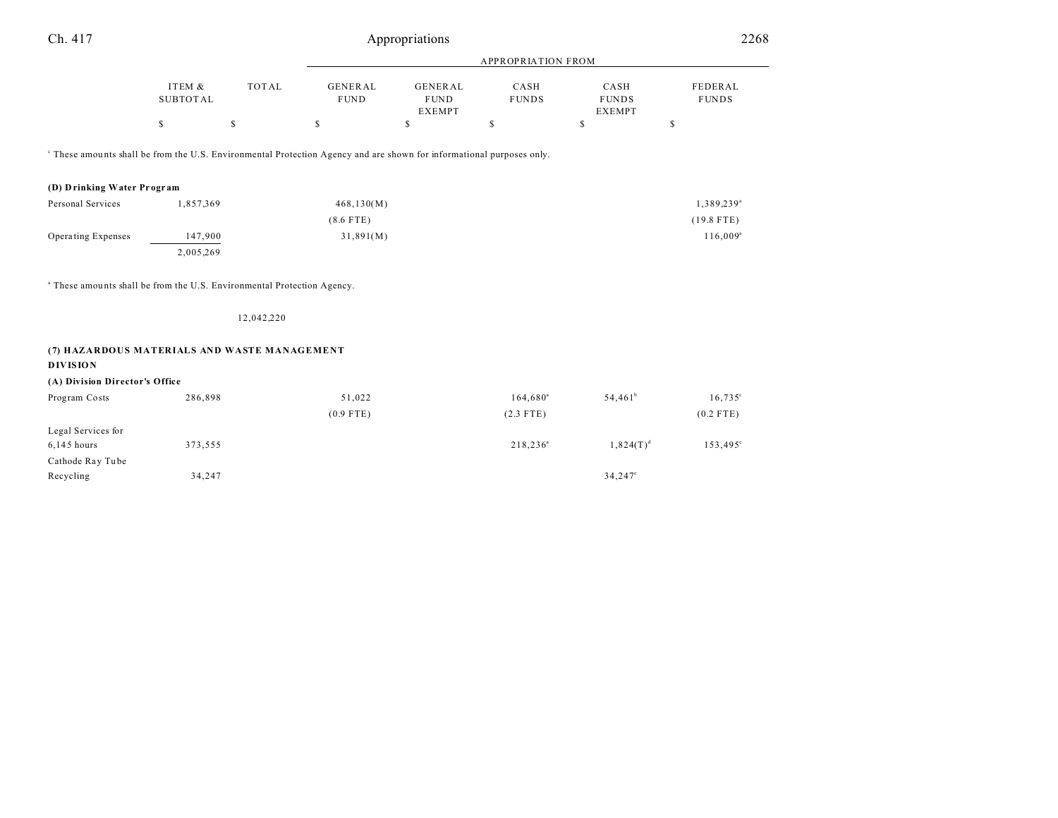| | ITEM & SUBTOTAL | TOTAL | APPROPRIATION FROM GENERAL FUND | GENERAL FUND EXEMPT | CASH FUNDS | CASH FUNDS EXEMPT | FEDERAL FUNDS |
|---|---|---|---|---|---|---|---|
| | $ | $ | $ | $ | $ | $ | $ |

[c] These amounts shall be from the U.S. Environmental Protection Agency and are shown for informational purposes only.

| | ITEM & SUBTOTAL | TOTAL | GENERAL FUND | GENERAL FUND EXEMPT | CASH FUNDS | CASH FUNDS EXEMPT | FEDERAL FUNDS |
|---|---|---|---|---|---|---|---|
| **(D) Drinking Water Program** | | | | | | | |
| Personal Services | 1,857,369 | | 468,130(M) | | | | 1,389,239[a] |
| | | | (8.6 FTE) | | | | (19.8 FTE) |
| Operating Expenses | 147,900 | | 31,891(M) | | | | 116,009[a] |
| | 2,005,269 | | | | | | |

[a] These amounts shall be from the U.S. Environmental Protection Agency.

| | ITEM & SUBTOTAL | TOTAL | GENERAL FUND | GENERAL FUND EXEMPT | CASH FUNDS | CASH FUNDS EXEMPT | FEDERAL FUNDS |
|---|---|---|---|---|---|---|---|
| | | 12,042,220 | | | | | |

**(7) HAZARDOUS MATERIALS AND WASTE MANAGEMENT DIVISION**

| | ITEM & SUBTOTAL | TOTAL | GENERAL FUND | GENERAL FUND EXEMPT | CASH FUNDS | CASH FUNDS EXEMPT | FEDERAL FUNDS |
|---|---|---|---|---|---|---|---|
| **(A) Division Director's Office** | | | | | | | |
| Program Costs | 286,898 | | 51,022 | | 164,680[a] | 54,461[b] | 16,735[c] |
| | | | (0.9 FTE) | | (2.3 FTE) | | (0.2 FTE) |
| Legal Services for 6,145 hours | 373,555 | | | | 218,236[a] | 1,824(T)[d] | 153,495[c] |
| Cathode Ray Tube Recycling | 34,247 | | | | | 34,247[e] | |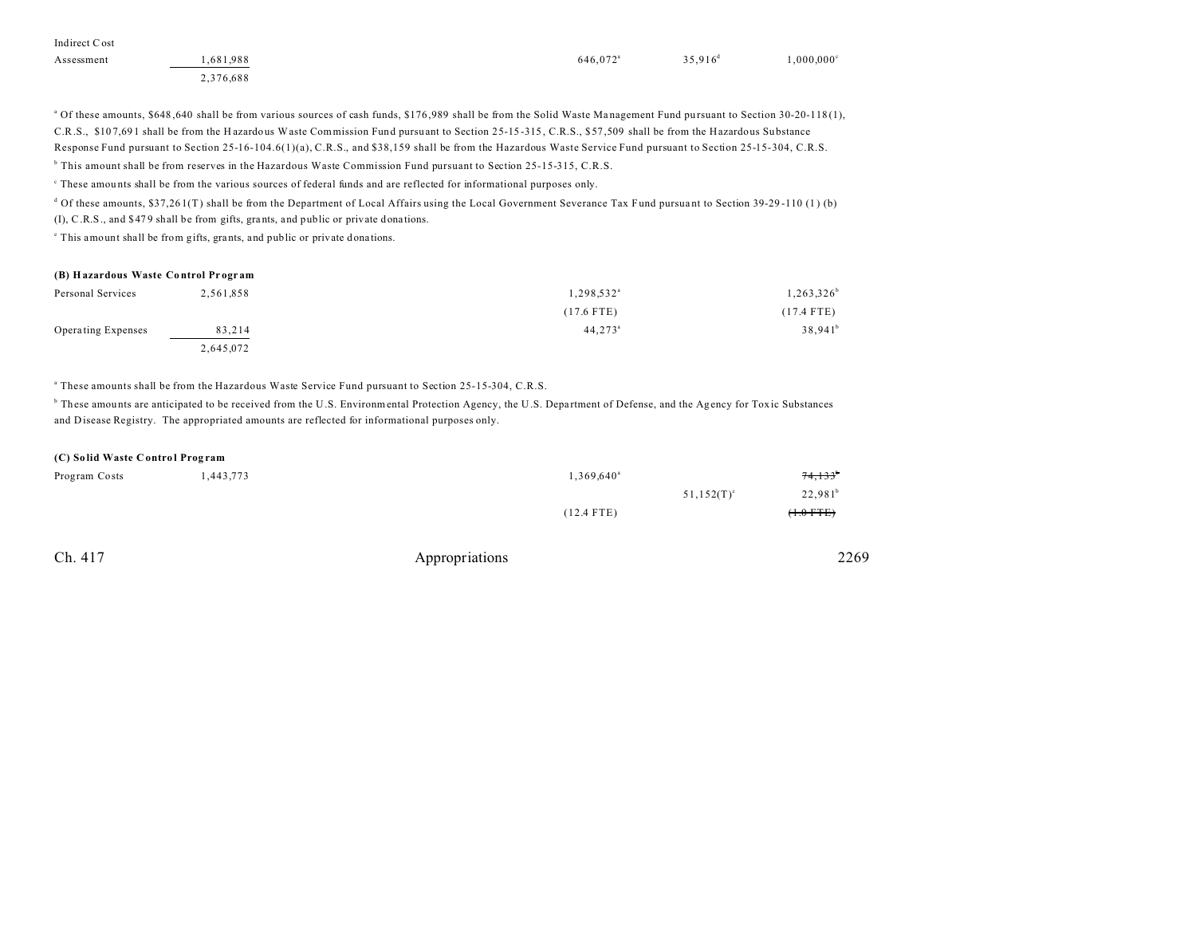| | Total | | Cash Funds | Cash Funds Exempt | Federal Funds |
|---|---|---|---|---|---|
| Indirect Cost Assessment | 1,681,988 | | 646,072[a] | 35,916[d] | 1,000,000[c] |
| | 2,376,688 | | | | |

[a] Of these amounts, $648,640 shall be from various sources of cash funds, $176,989 shall be from the Solid Waste Management Fund pursuant to Section 30-20-118(1), C.R.S., $107,691 shall be from the Hazardous Waste Commission Fund pursuant to Section 25-15-315, C.R.S., $57,509 shall be from the Hazardous Substance Response Fund pursuant to Section 25-16-104.6(1)(a), C.R.S., and $38,159 shall be from the Hazardous Waste Service Fund pursuant to Section 25-15-304, C.R.S.

[b] This amount shall be from reserves in the Hazardous Waste Commission Fund pursuant to Section 25-15-315, C.R.S.

[c] These amounts shall be from the various sources of federal funds and are reflected for informational purposes only.

[d] Of these amounts, $37,261(T) shall be from the Department of Local Affairs using the Local Government Severance Tax Fund pursuant to Section 39-29-110 (1) (b) (I), C.R.S., and $479 shall be from gifts, grants, and public or private donations.

[e] This amount shall be from gifts, grants, and public or private donations.

**(B) Hazardous Waste Control Program**

| | Total | | Cash Funds | Cash Funds Exempt | Federal Funds |
|---|---|---|---|---|---|
| Personal Services | 2,561,858 | | 1,298,532[a] | | 1,263,326[b] |
| | | | (17.6 FTE) | | (17.4 FTE) |
| Operating Expenses | 83,214 | | 44,273[a] | | 38,941[b] |
| | 2,645,072 | | | | |

[a] These amounts shall be from the Hazardous Waste Service Fund pursuant to Section 25-15-304, C.R.S.

[b] These amounts are anticipated to be received from the U.S. Environmental Protection Agency, the U.S. Department of Defense, and the Agency for Toxic Substances and Disease Registry. The appropriated amounts are reflected for informational purposes only.

**(C) Solid Waste Control Program**

| | Total | | Cash Funds | Cash Funds Exempt | Federal Funds |
|---|---|---|---|---|---|
| Program Costs | 1,443,773 | | 1,369,640[a] | | ~~74,133[b]~~ |
| | | | | 51,152(T)[c] | 22,981[b] |
| | | | (12.4 FTE) | | ~~(1.0 FTE)~~ |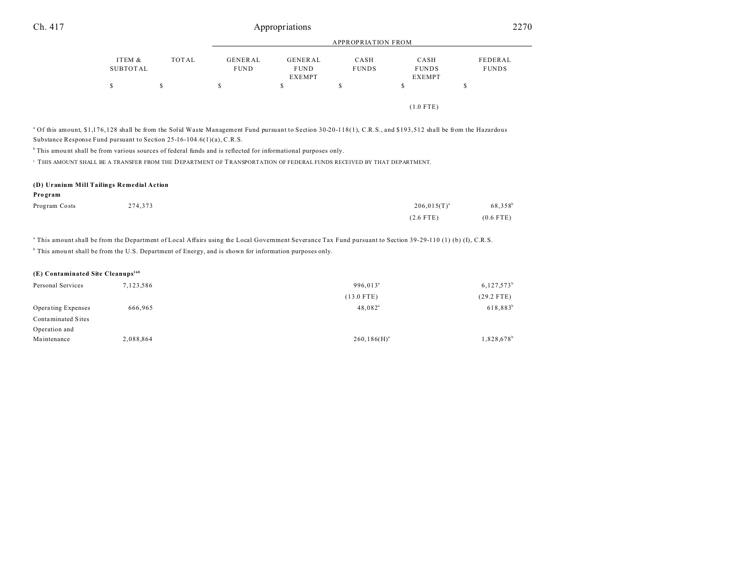| | ITEM & SUBTOTAL | TOTAL | APPROPRIATION FROM GENERAL FUND | GENERAL FUND EXEMPT | CASH FUNDS | CASH FUNDS EXEMPT | FEDERAL FUNDS |
|---|---|---|---|---|---|---|---|
| | $ | $ | $ | $ | $ | $ | $ |
| | | | | | | (1.0 FTE) | |

[a] Of this amount, $1,176,128 shall be from the Solid Waste Management Fund pursuant to Section 30-20-118(1), C.R.S., and $193,512 shall be from the Hazardous Substance Response Fund pursuant to Section 25-16-104.6(1)(a), C.R.S.

[b] This amount shall be from various sources of federal funds and is reflected for informational purposes only.

[c] THIS AMOUNT SHALL BE A TRANSFER FROM THE DEPARTMENT OF TRANSPORTATION OF FEDERAL FUNDS RECEIVED BY THAT DEPARTMENT.

**(D) Uranium Mill Tailings Remedial Action Program**

| | ITEM & SUBTOTAL | TOTAL | GENERAL FUND | GENERAL FUND EXEMPT | CASH FUNDS | CASH FUNDS EXEMPT | FEDERAL FUNDS |
|---|---|---|---|---|---|---|---|
| Program Costs | 274,373 | | | | | 206,015(T)[a] | 68,358[b] |
| | | | | | | (2.6 FTE) | (0.6 FTE) |

[a] This amount shall be from the Department of Local Affairs using the Local Government Severance Tax Fund pursuant to Section 39-29-110 (1) (b) (I), C.R.S.

[b] This amount shall be from the U.S. Department of Energy, and is shown for information purposes only.

**(E) Contaminated Site Cleanups[160]**

| | ITEM & SUBTOTAL | TOTAL | GENERAL FUND | GENERAL FUND EXEMPT | CASH FUNDS | CASH FUNDS EXEMPT | FEDERAL FUNDS |
|---|---|---|---|---|---|---|---|
| Personal Services | 7,123,586 | | | | 996,013[a] | | 6,127,573[b] |
| | | | | | (13.0 FTE) | | (29.2 FTE) |
| Operating Expenses | 666,965 | | | | 48,082[a] | | 618,883[b] |
| Contaminated Sites Operation and Maintenance | 2,088,864 | | | | 260,186(H)[a] | | 1,828,678[b] |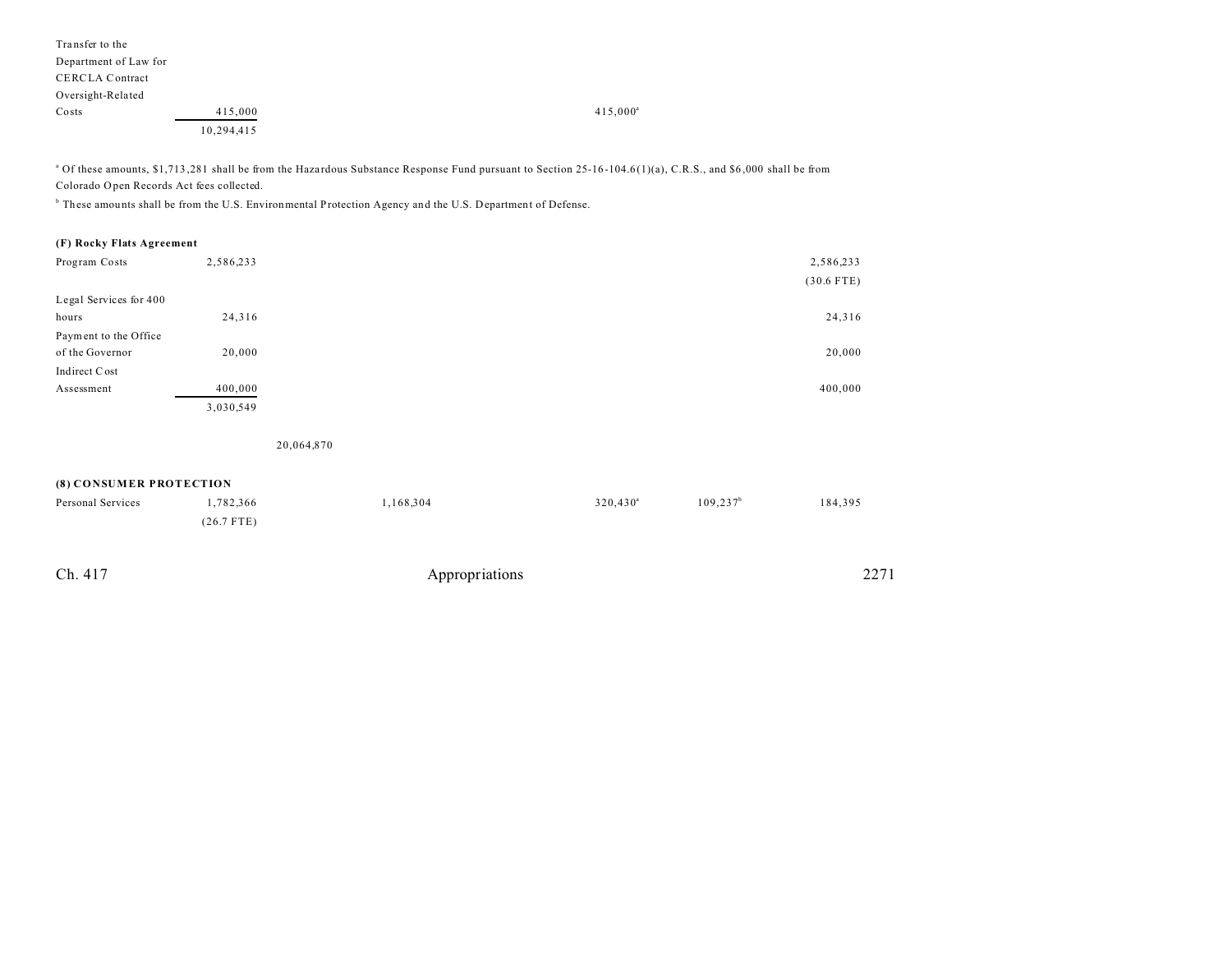| | | | | | | |
|---|---|---|---|---|---|---|
| Transfer to the Department of Law for CERCLA Contract Oversight-Related Costs | 415,000 | | | 415,000[a] | | |
| | 10,294,415 | | | | | |

[a] Of these amounts, $1,713,281 shall be from the Hazardous Substance Response Fund pursuant to Section 25-16-104.6(1)(a), C.R.S., and $6,000 shall be from Colorado Open Records Act fees collected.

[b] These amounts shall be from the U.S. Environmental Protection Agency and the U.S. Department of Defense.

**(F) Rocky Flats Agreement**

| | | | | | | |
|---|---|---|---|---|---|---|
| Program Costs | 2,586,233 | | | | | 2,586,233 (30.6 FTE) |
| Legal Services for 400 hours | 24,316 | | | | | 24,316 |
| Payment to the Office of the Governor | 20,000 | | | | | 20,000 |
| Indirect Cost Assessment | 400,000 | | | | | 400,000 |
| | 3,030,549 | | | | | |
| | | 20,064,870 | | | | |

**(8) CONSUMER PROTECTION**

| | | | | | | |
|---|---|---|---|---|---|---|
| Personal Services | 1,782,366 (26.7 FTE) | | 1,168,304 | 320,430[a] | 109,237[b] | 184,395 |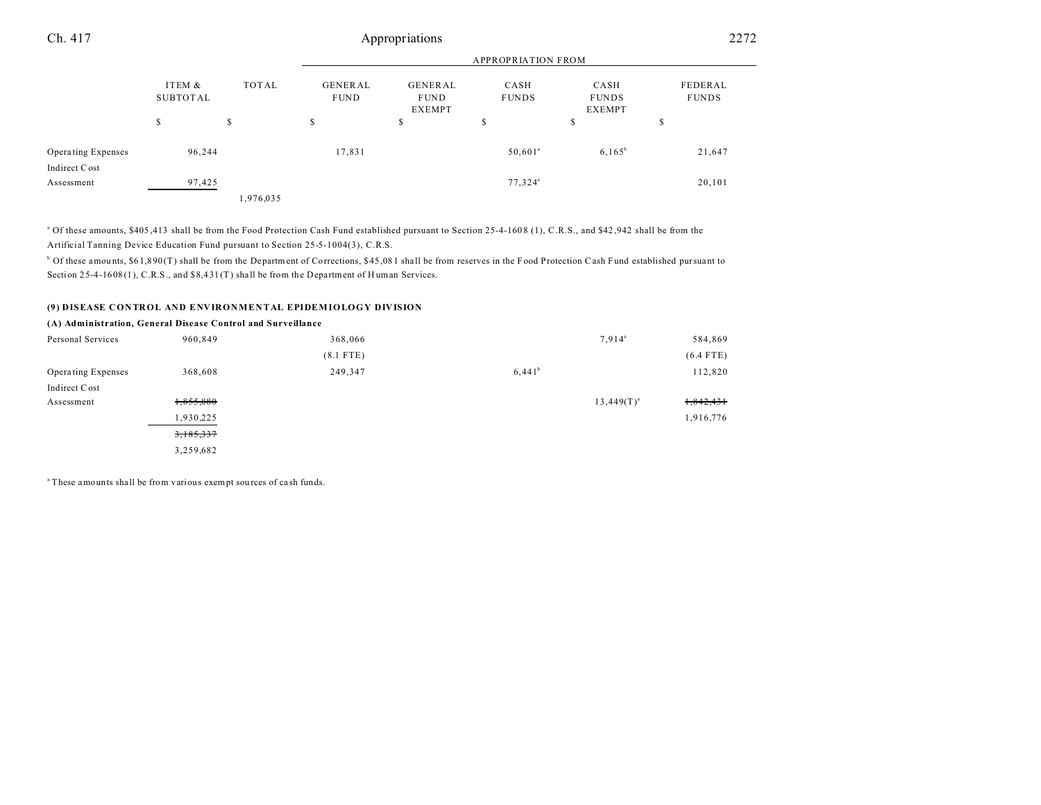| | ITEM & SUBTOTAL | TOTAL | GENERAL FUND | GENERAL FUND EXEMPT | CASH FUNDS | CASH FUNDS EXEMPT | FEDERAL FUNDS |
|---|---|---|---|---|---|---|---|
| | | | APPROPRIATION FROM | | | | |
| | $ | $ | $ | $ | $ | $ | $ |
| Operating Expenses | 96,244 | | 17,831 | | 50,601[a] | 6,165[b] | 21,647 |
| Indirect Cost Assessment | 97,425 | | | | 77,324[a] | | 20,101 |
| | | 1,976,035 | | | | | |

[a] Of these amounts, $405,413 shall be from the Food Protection Cash Fund established pursuant to Section 25-4-1608 (1), C.R.S., and $42,942 shall be from the Artificial Tanning Device Education Fund pursuant to Section 25-5-1004(3), C.R.S.

[b] Of these amounts, $61,890(T) shall be from the Department of Corrections, $45,081 shall be from reserves in the Food Protection Cash Fund established pursuant to Section 25-4-1608(1), C.R.S., and $8,431(T) shall be from the Department of Human Services.

### (9) DISEASE CONTROL AND ENVIRONMENTAL EPIDEMIOLOGY DIVISION

#### (A) Administration, General Disease Control and Surveillance

| | ITEM & SUBTOTAL | TOTAL | GENERAL FUND | GENERAL FUND EXEMPT | CASH FUNDS | CASH FUNDS EXEMPT | FEDERAL FUNDS |
|---|---|---|---|---|---|---|---|
| Personal Services | 960,849 | | 368,066 | | | 7,914[a] | 584,869 |
| | | | (8.1 FTE) | | | | (6.4 FTE) |
| Operating Expenses | 368,608 | | 249,347 | | 6,441[b] | | 112,820 |
| Indirect Cost Assessment | ~~1,855,880~~ | | | | | 13,449(T)[a] | ~~1,842,431~~ |
| | 1,930,225 | | | | | | 1,916,776 |
| | ~~3,185,337~~ | | | | | | |
| | 3,259,682 | | | | | | |

[a] These amounts shall be from various exempt sources of cash funds.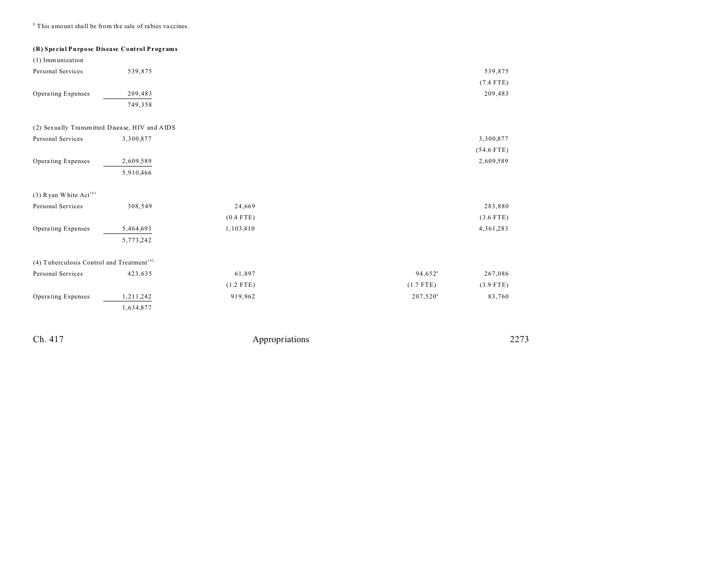[b] This amount shall be from the sale of rabies vaccines.

**(B) Special Purpose Disease Control Programs**

| | Total | General Fund | General Fund Exempt | Cash Funds | Cash Funds Exempt | Federal Funds |
|---|---|---|---|---|---|---|
| (1) Immunization | | | | | | |
| Personal Services | 539,875 | | | | | 539,875 |
| | | | | | | (7.4 FTE) |
| Operating Expenses | 209,483 | | | | | 209,483 |
| | 749,358 | | | | | |
| (2) Sexually Transmitted Disease, HIV and AIDS | | | | | | |
| Personal Services | 3,300,877 | | | | | 3,300,877 |
| | | | | | | (54.6 FTE) |
| Operating Expenses | 2,609,589 | | | | | 2,609,589 |
| | 5,910,466 | | | | | |
| (3) Ryan White Act[161] | | | | | | |
| Personal Services | 308,549 | 24,669 | | | | 283,880 |
| | | (0.4 FTE) | | | | (3.6 FTE) |
| Operating Expenses | 5,464,693 | 1,103,410 | | | | 4,361,283 |
| | 5,773,242 | | | | | |
| (4) Tuberculosis Control and Treatment[162] | | | | | | |
| Personal Services | 423,635 | 61,897 | | | 94,652[a] | 267,086 |
| | | (1.2 FTE) | | | (1.7 FTE) | (3.9 FTE) |
| Operating Expenses | 1,211,242 | 919,962 | | | 207,520[a] | 83,760 |
| | 1,634,877 | | | | | |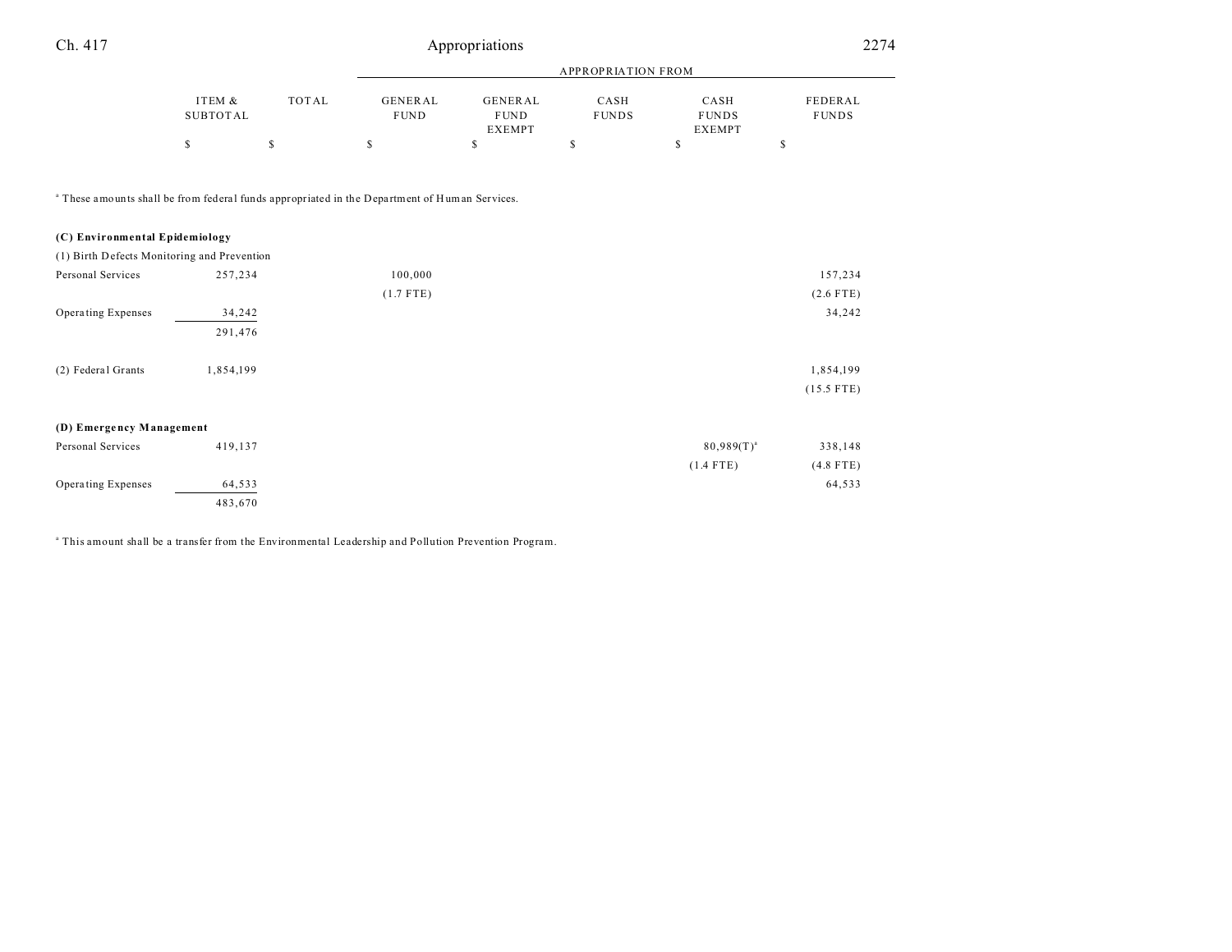| | ITEM & SUBTOTAL | TOTAL | APPROPRIATION FROM GENERAL FUND | GENERAL FUND EXEMPT | CASH FUNDS | CASH FUNDS EXEMPT | FEDERAL FUNDS |
|---|---|---|---|---|---|---|---|
| | $ | $ | $ | $ | $ | $ | $ |

[a] These amounts shall be from federal funds appropriated in the Department of Human Services.

| | ITEM & SUBTOTAL | TOTAL | GENERAL FUND | GENERAL FUND EXEMPT | CASH FUNDS | CASH FUNDS EXEMPT | FEDERAL FUNDS |
|---|---|---|---|---|---|---|---|
| **(C) Environmental Epidemiology** | | | | | | | |
| (1) Birth Defects Monitoring and Prevention | | | | | | | |
| Personal Services | 257,234 | | 100,000 | | | | 157,234 |
| | | | (1.7 FTE) | | | | (2.6 FTE) |
| Operating Expenses | 34,242 | | | | | | 34,242 |
| | 291,476 | | | | | | |
| (2) Federal Grants | 1,854,199 | | | | | | 1,854,199 |
| | | | | | | | (15.5 FTE) |
| **(D) Emergency Management** | | | | | | | |
| Personal Services | 419,137 | | | | | 80,989(T)[a] | 338,148 |
| | | | | | | (1.4 FTE) | (4.8 FTE) |
| Operating Expenses | 64,533 | | | | | | 64,533 |
| | 483,670 | | | | | | |

[a] This amount shall be a transfer from the Environmental Leadership and Pollution Prevention Program.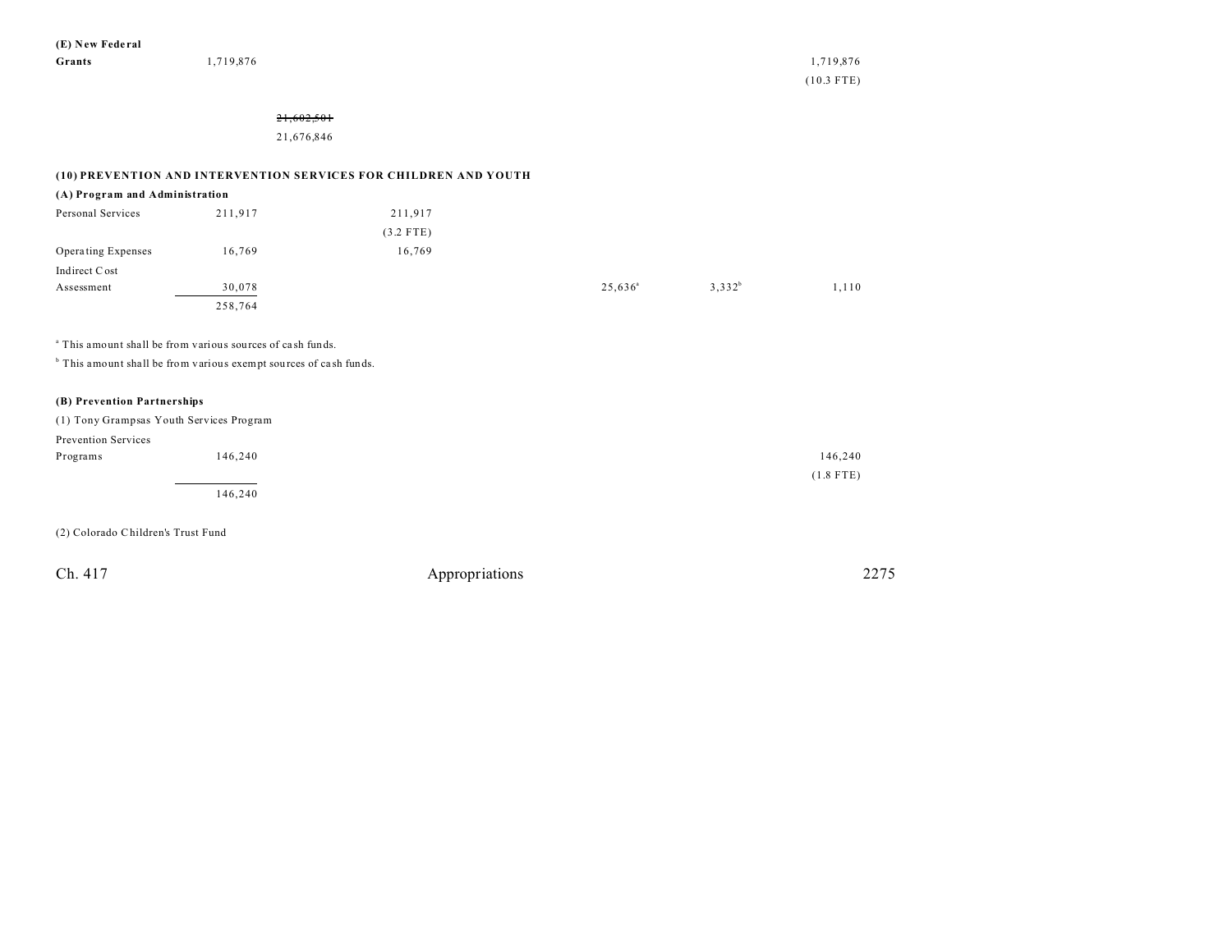| | | | | | | |
|---|---|---|---|---|---|---|
| **(E) New Federal Grants** | 1,719,876 | | | | | 1,719,876 (10.3 FTE) |
| | | ~~21,602,501~~ 21,676,846 | | | | |

**(10) PREVENTION AND INTERVENTION SERVICES FOR CHILDREN AND YOUTH**

**(A) Program and Administration**

| | | | | | | |
|---|---|---|---|---|---|---|
| Personal Services | 211,917 | | 211,917 (3.2 FTE) | | | |
| Operating Expenses | 16,769 | | 16,769 | | | |
| Indirect Cost Assessment | 30,078 | | | 25,636[a] | 3,332[b] | 1,110 |
| | 258,764 | | | | | |

[a] This amount shall be from various sources of cash funds.

[b] This amount shall be from various exempt sources of cash funds.

**(B) Prevention Partnerships**

(1) Tony Grampsas Youth Services Program

| | | | | | | |
|---|---|---|---|---|---|---|
| Prevention Services Programs | 146,240 | | | | | 146,240 (1.8 FTE) |
| | 146,240 | | | | | |

(2) Colorado Children's Trust Fund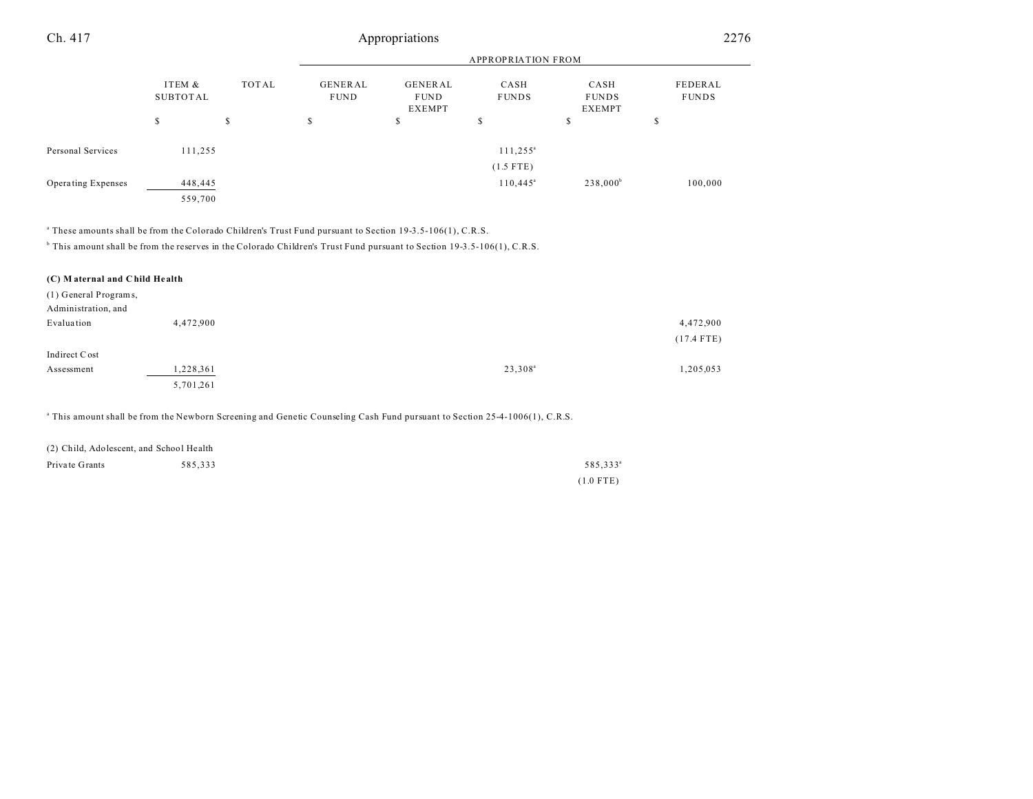| | ITEM & SUBTOTAL | TOTAL | GENERAL FUND | GENERAL FUND EXEMPT | CASH FUNDS | CASH FUNDS EXEMPT | FEDERAL FUNDS |
|---|---|---|---|---|---|---|---|
| | | | APPROPRIATION FROM | | | | |
| | $ | $ | $ | $ | $ | $ | $ |
| Personal Services | 111,255 | | | | 111,255[a] (1.5 FTE) | | |
| Operating Expenses | 448,445 | | | | 110,445[a] | 238,000[b] | 100,000 |
| | 559,700 | | | | | | |

[a] These amounts shall be from the Colorado Children's Trust Fund pursuant to Section 19-3.5-106(1), C.R.S.

[b] This amount shall be from the reserves in the Colorado Children's Trust Fund pursuant to Section 19-3.5-106(1), C.R.S.

**(C) Maternal and Child Health**

| | ITEM & SUBTOTAL | TOTAL | GENERAL FUND | GENERAL FUND EXEMPT | CASH FUNDS | CASH FUNDS EXEMPT | FEDERAL FUNDS |
|---|---|---|---|---|---|---|---|
| (1) General Programs, Administration, and Evaluation | 4,472,900 | | | | | | 4,472,900 (17.4 FTE) |
| Indirect Cost Assessment | 1,228,361 | | | | 23,308[a] | | 1,205,053 |
| | 5,701,261 | | | | | | |

[a] This amount shall be from the Newborn Screening and Genetic Counseling Cash Fund pursuant to Section 25-4-1006(1), C.R.S.

(2) Child, Adolescent, and School Health

| | ITEM & SUBTOTAL | TOTAL | GENERAL FUND | GENERAL FUND EXEMPT | CASH FUNDS | CASH FUNDS EXEMPT | FEDERAL FUNDS |
|---|---|---|---|---|---|---|---|
| Private Grants | 585,333 | | | | | 585,333[a] (1.0 FTE) | |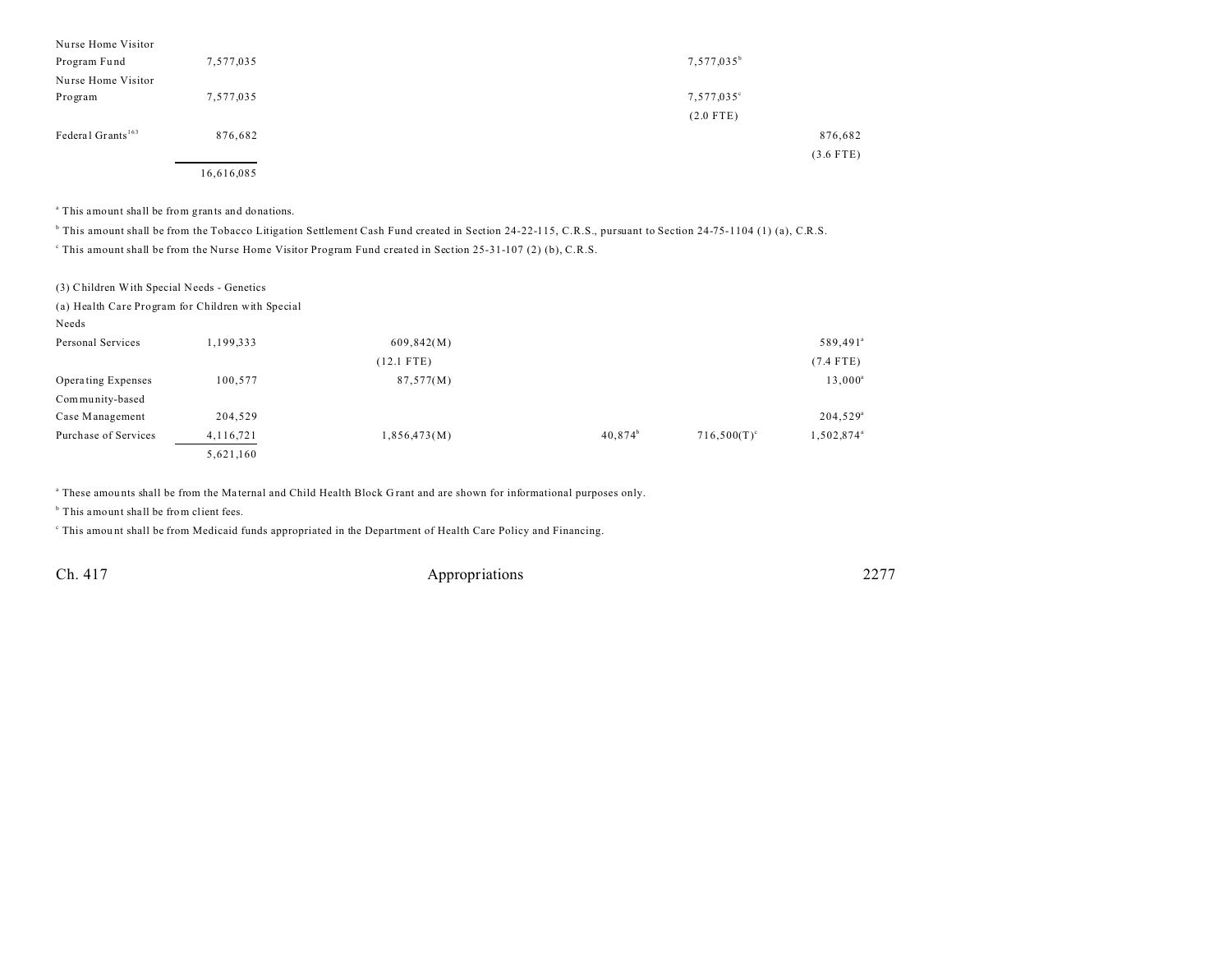| | | | | | |
|---|---|---|---|---|---|
| Nurse Home Visitor Program Fund | 7,577,035 | | | 7,577,035[b] | |
| Nurse Home Visitor Program | 7,577,035 | | | 7,577,035[c] | |
| | | | | (2.0 FTE) | |
| Federal Grants[163] | 876,682 | | | | 876,682 |
| | | | | | (3.6 FTE) |
| | 16,616,085 | | | | |

[a] This amount shall be from grants and donations.

[b] This amount shall be from the Tobacco Litigation Settlement Cash Fund created in Section 24-22-115, C.R.S., pursuant to Section 24-75-1104 (1) (a), C.R.S.

[c] This amount shall be from the Nurse Home Visitor Program Fund created in Section 25-31-107 (2) (b), C.R.S.

(3) Children With Special Needs - Genetics

(a) Health Care Program for Children with Special Needs

| | | | | | |
|---|---|---|---|---|---|
| Personal Services | 1,199,333 | 609,842(M) | | | 589,491[a] |
| | | (12.1 FTE) | | | (7.4 FTE) |
| Operating Expenses | 100,577 | 87,577(M) | | | 13,000[a] |
| Community-based Case Management | 204,529 | | | | 204,529[a] |
| Purchase of Services | 4,116,721 | 1,856,473(M) | 40,874[b] | 716,500(T)[c] | 1,502,874[a] |
| | 5,621,160 | | | | |

[a] These amounts shall be from the Maternal and Child Health Block Grant and are shown for informational purposes only.

[b] This amount shall be from client fees.

[c] This amount shall be from Medicaid funds appropriated in the Department of Health Care Policy and Financing.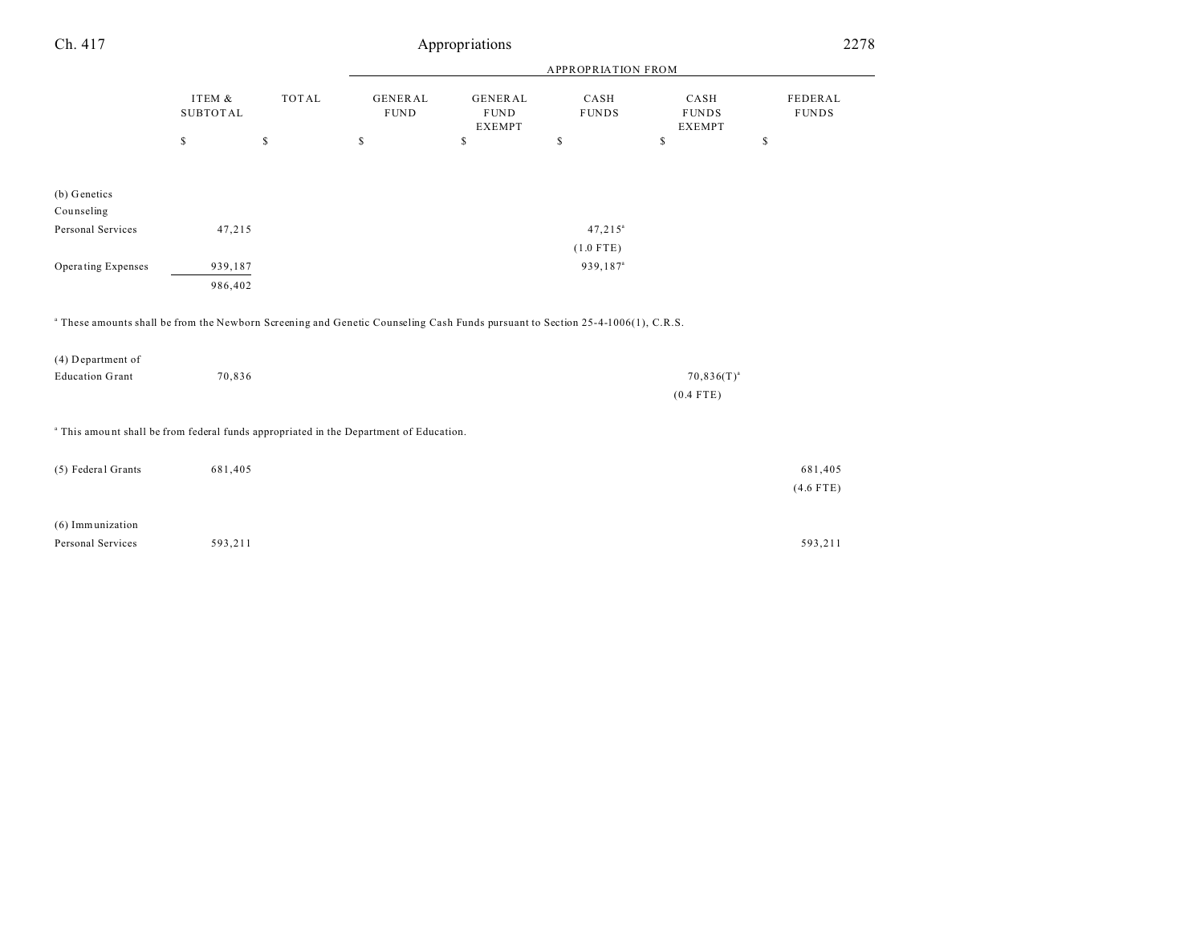| | ITEM & SUBTOTAL | TOTAL | GENERAL FUND | GENERAL FUND EXEMPT | CASH FUNDS | CASH FUNDS EXEMPT | FEDERAL FUNDS |
|---|---|---|---|---|---|---|---|
| | | | APPROPRIATION FROM | | | | |
| | $ | $ | $ | $ | $ | $ | $ |
| (b) Genetics Counseling | | | | | | | |
| Personal Services | 47,215 | | | | 47,215[a] | | |
| | | | | | (1.0 FTE) | | |
| Operating Expenses | 939,187 | | | | 939,187[a] | | |
| | 986,402 | | | | | | |

[a] These amounts shall be from the Newborn Screening and Genetic Counseling Cash Funds pursuant to Section 25-4-1006(1), C.R.S.

| | ITEM & SUBTOTAL | TOTAL | GENERAL FUND | GENERAL FUND EXEMPT | CASH FUNDS | CASH FUNDS EXEMPT | FEDERAL FUNDS |
|---|---|---|---|---|---|---|---|
| (4) Department of Education Grant | 70,836 | | | | | 70,836(T)[a] | |
| | | | | | | (0.4 FTE) | |

[a] This amount shall be from federal funds appropriated in the Department of Education.

| | ITEM & SUBTOTAL | TOTAL | GENERAL FUND | GENERAL FUND EXEMPT | CASH FUNDS | CASH FUNDS EXEMPT | FEDERAL FUNDS |
|---|---|---|---|---|---|---|---|
| (5) Federal Grants | 681,405 | | | | | | 681,405 |
| | | | | | | | (4.6 FTE) |
| (6) Immunization | | | | | | | |
| Personal Services | 593,211 | | | | | | 593,211 |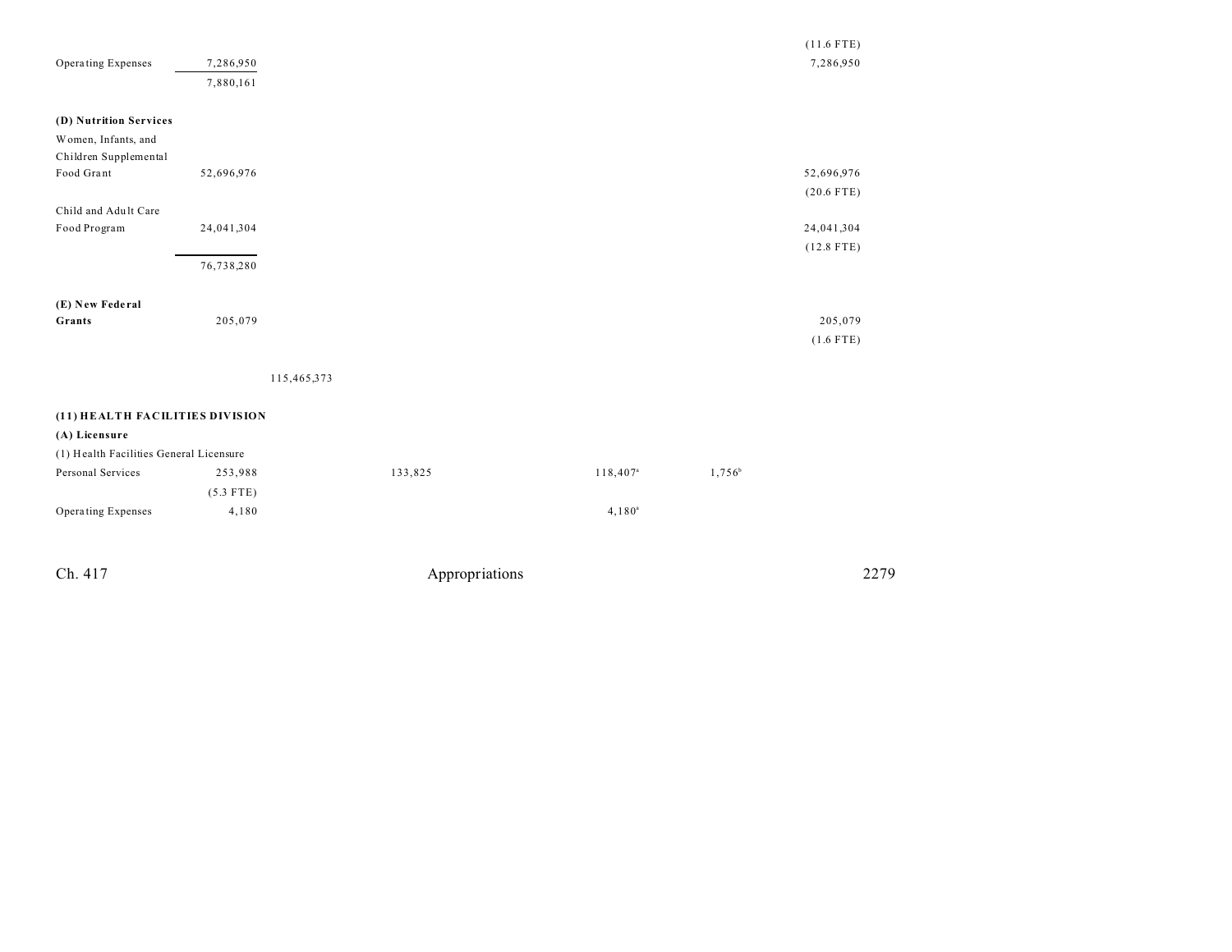| | | | | | | |
|---|---|---|---|---|---|---|
| | | | | | | (11.6 FTE) |
| Operating Expenses | 7,286,950 | | | | | 7,286,950 |
| | 7,880,161 | | | | | |
| **(D) Nutrition Services** | | | | | | |
| Women, Infants, and Children Supplemental Food Grant | 52,696,976 | | | | | 52,696,976 |
| | | | | | | (20.6 FTE) |
| Child and Adult Care Food Program | 24,041,304 | | | | | 24,041,304 |
| | | | | | | (12.8 FTE) |
| | 76,738,280 | | | | | |
| **(E) New Federal Grants** | 205,079 | | | | | 205,079 |
| | | | | | | (1.6 FTE) |
| | | 115,465,373 | | | | |
| **(11) HEALTH FACILITIES DIVISION** | | | | | | |
| **(A) Licensure** | | | | | | |
| (1) Health Facilities General Licensure | | | | | | |
| Personal Services | 253,988 | | 133,825 | 118,407[a] | 1,756[b] | |
| | (5.3 FTE) | | | | | |
| Operating Expenses | 4,180 | | | 4,180[a] | | |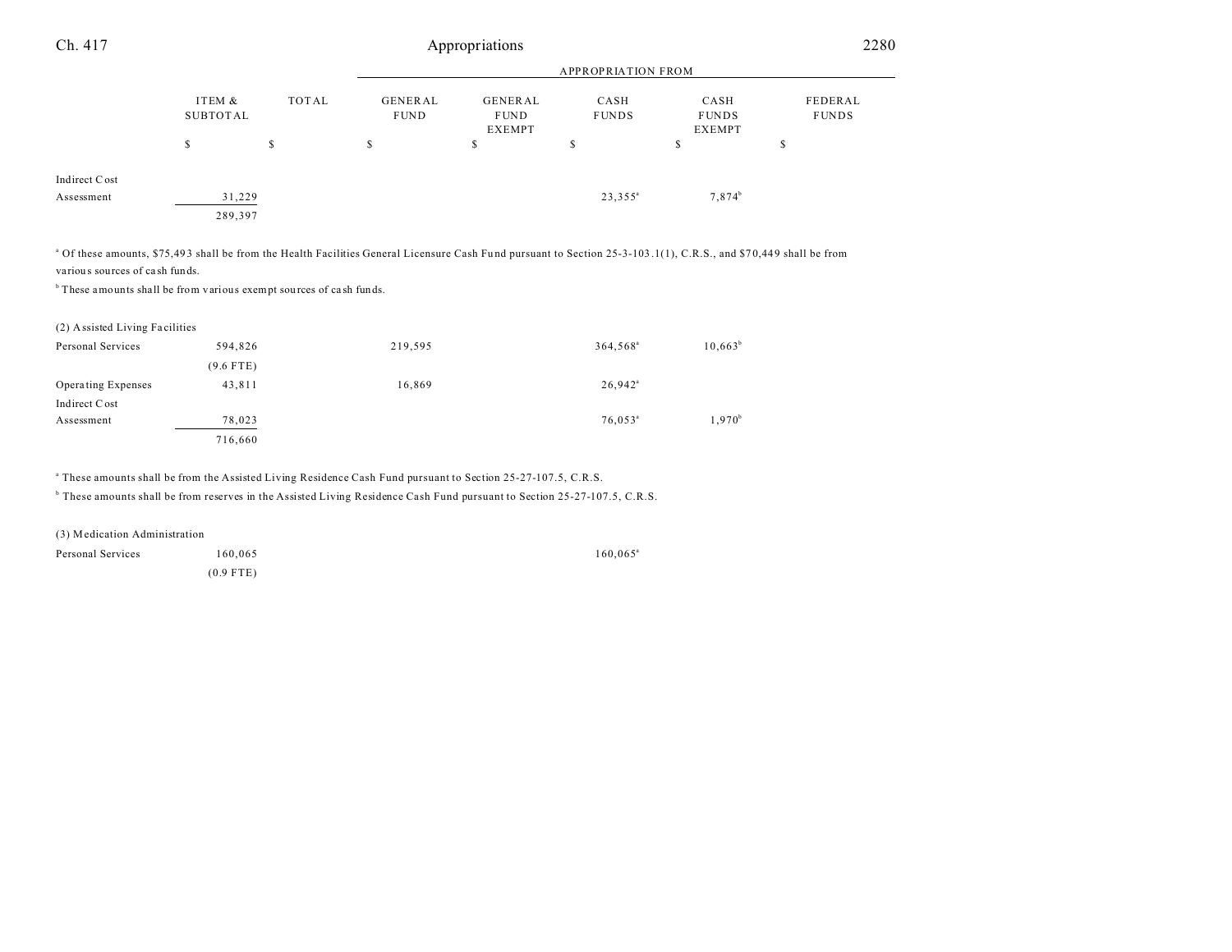| | ITEM & SUBTOTAL | TOTAL | APPROPRIATION FROM | | | | |
|---|---|---|---|---|---|---|---|
| | | | GENERAL FUND | GENERAL FUND EXEMPT | CASH FUNDS | CASH FUNDS EXEMPT | FEDERAL FUNDS |
| | $ | $ | $ | $ | $ | $ | $ |
| Indirect Cost Assessment | 31,229 | | | | 23,355[a] | 7,874[b] | |
| | 289,397 | | | | | | |

[a] Of these amounts, $75,493 shall be from the Health Facilities General Licensure Cash Fund pursuant to Section 25-3-103.1(1), C.R.S., and $70,449 shall be from various sources of cash funds.

[b] These amounts shall be from various exempt sources of cash funds.

| | ITEM & SUBTOTAL | TOTAL | GENERAL FUND | GENERAL FUND EXEMPT | CASH FUNDS | CASH FUNDS EXEMPT | FEDERAL FUNDS |
|---|---|---|---|---|---|---|---|
| (2) Assisted Living Facilities | | | | | | | |
| Personal Services | 594,826 | | 219,595 | | 364,568[a] | 10,663[b] | |
| | (9.6 FTE) | | | | | | |
| Operating Expenses | 43,811 | | 16,869 | | 26,942[a] | | |
| Indirect Cost Assessment | 78,023 | | | | 76,053[a] | 1,970[b] | |
| | 716,660 | | | | | | |

[a] These amounts shall be from the Assisted Living Residence Cash Fund pursuant to Section 25-27-107.5, C.R.S.

[b] These amounts shall be from reserves in the Assisted Living Residence Cash Fund pursuant to Section 25-27-107.5, C.R.S.

| | ITEM & SUBTOTAL | TOTAL | GENERAL FUND | GENERAL FUND EXEMPT | CASH FUNDS | CASH FUNDS EXEMPT | FEDERAL FUNDS |
|---|---|---|---|---|---|---|---|
| (3) Medication Administration | | | | | | | |
| Personal Services | 160,065 | | | | 160,065[a] | | |
| | (0.9 FTE) | | | | | | |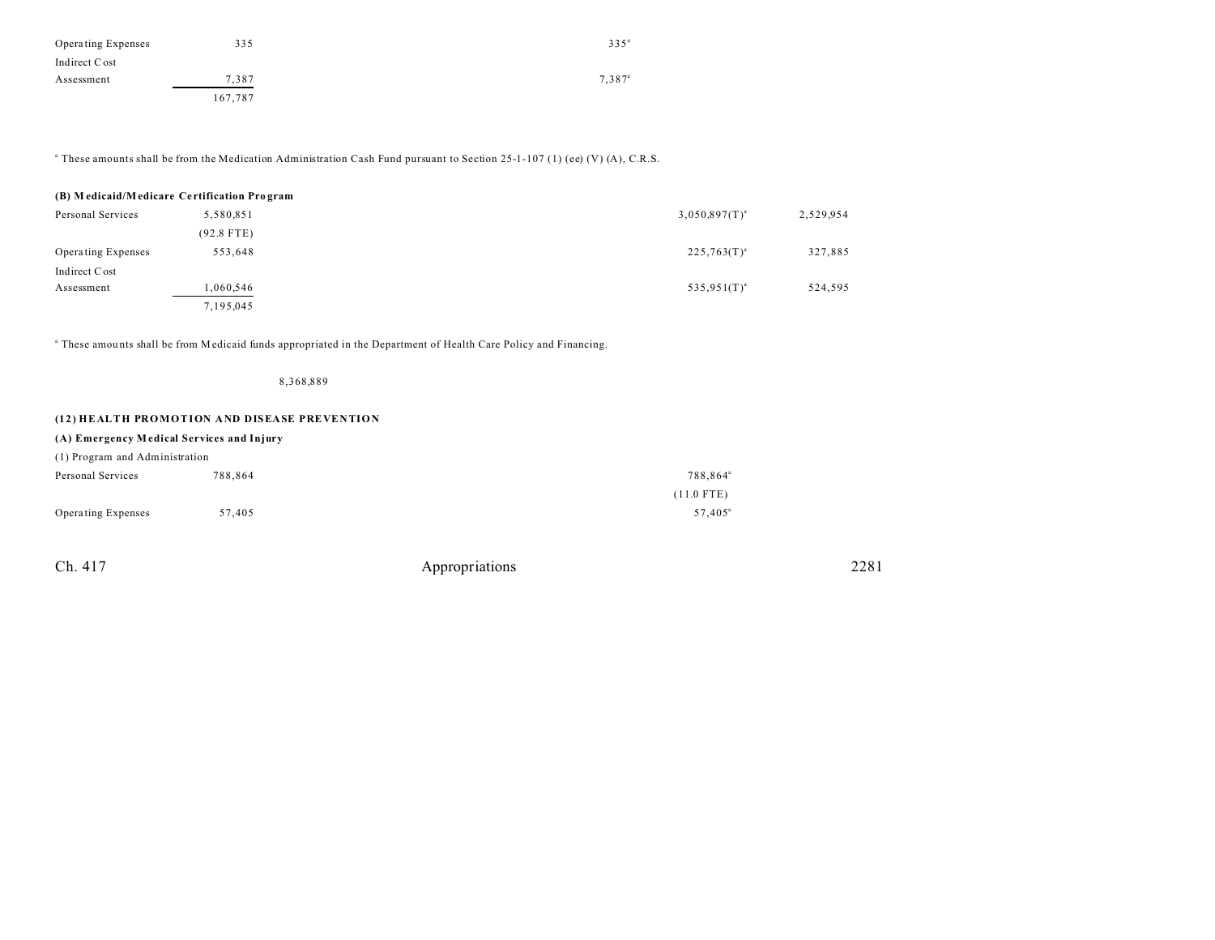| | | | | | | |
|---|---|---|---|---|---|---|
| Operating Expenses | 335 | | 335[a] | | | |
| Indirect Cost Assessment | 7,387 | | 7,387[a] | | | |
| | 167,787 | | | | | |

[a] These amounts shall be from the Medication Administration Cash Fund pursuant to Section 25-1-107 (1) (ee) (V) (A), C.R.S.

**(B) Medicaid/Medicare Certification Program**

| | | | | | | |
|---|---|---|---|---|---|---|
| Personal Services | 5,580,851 | | | | 3,050,897(T)[a] | 2,529,954 |
| | (92.8 FTE) | | | | | |
| Operating Expenses | 553,648 | | | | 225,763(T)[a] | 327,885 |
| Indirect Cost Assessment | 1,060,546 | | | | 535,951(T)[a] | 524,595 |
| | 7,195,045 | | | | | |

[a] These amounts shall be from Medicaid funds appropriated in the Department of Health Care Policy and Financing.

8,368,889

**(12) HEALTH PROMOTION AND DISEASE PREVENTION**

**(A) Emergency Medical Services and Injury**

(1) Program and Administration

| | | | | | | |
|---|---|---|---|---|---|---|
| Personal Services | 788,864 | | | 788,864[a] | | |
| | | | | (11.0 FTE) | | |
| Operating Expenses | 57,405 | | | 57,405[a] | | |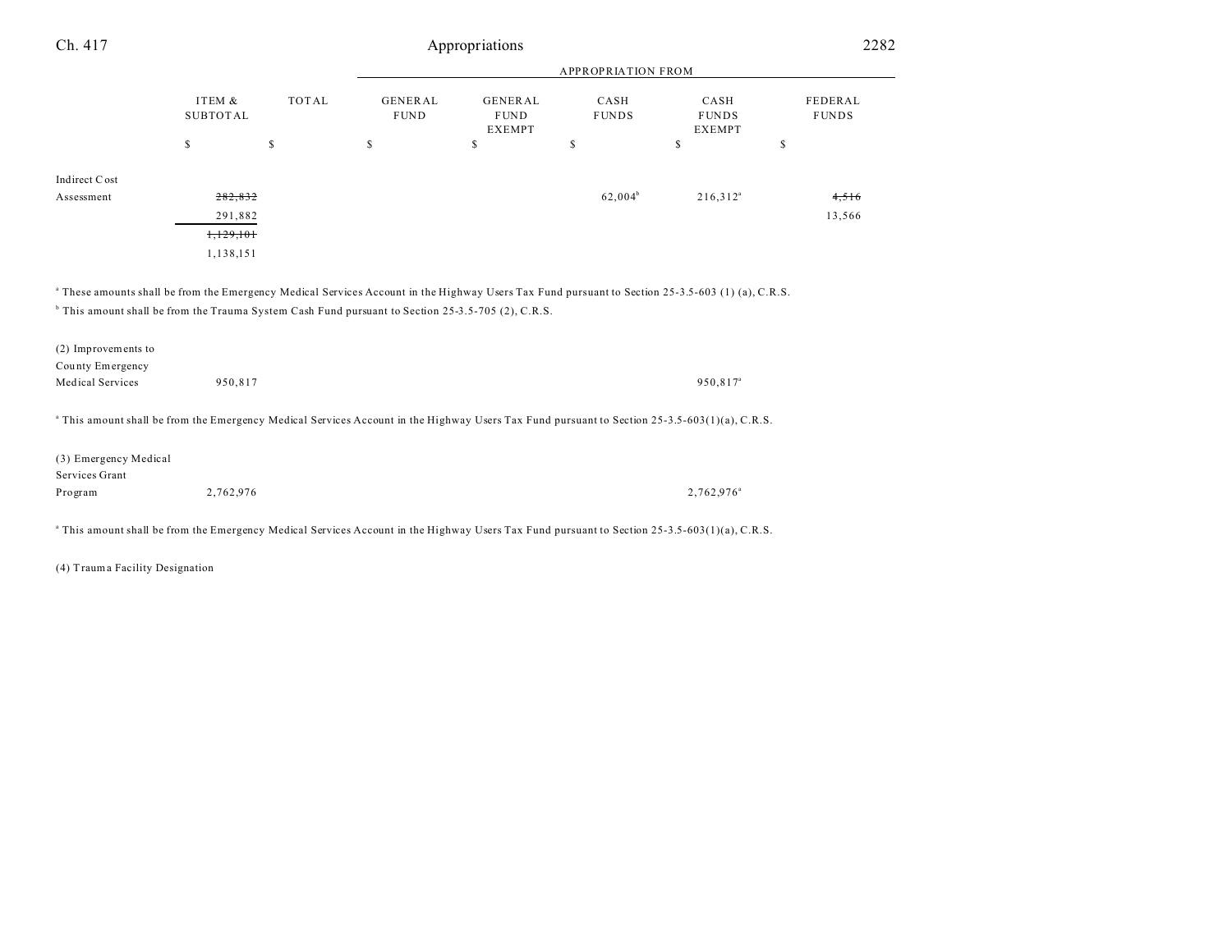| | ITEM & SUBTOTAL | TOTAL | GENERAL FUND | GENERAL FUND EXEMPT | CASH FUNDS | CASH FUNDS EXEMPT | FEDERAL FUNDS |
|---|---|---|---|---|---|---|---|
| | $ | $ | $ | $ | $ | $ | $ |
| Indirect Cost Assessment | ~~282,832~~ 291,882 | | | | 62,004[b] | 216,312[a] | ~~4,516~~ 13,566 |
| | ~~1,129,101~~ 1,138,151 | | | | | | |

[a] These amounts shall be from the Emergency Medical Services Account in the Highway Users Tax Fund pursuant to Section 25-3.5-603 (1) (a), C.R.S.

[b] This amount shall be from the Trauma System Cash Fund pursuant to Section 25-3.5-705 (2), C.R.S.

| | ITEM & SUBTOTAL | TOTAL | GENERAL FUND | GENERAL FUND EXEMPT | CASH FUNDS | CASH FUNDS EXEMPT | FEDERAL FUNDS |
|---|---|---|---|---|---|---|---|
| (2) Improvements to County Emergency Medical Services | 950,817 | | | | | 950,817[a] | |

[a] This amount shall be from the Emergency Medical Services Account in the Highway Users Tax Fund pursuant to Section 25-3.5-603(1)(a), C.R.S.

| | ITEM & SUBTOTAL | TOTAL | GENERAL FUND | GENERAL FUND EXEMPT | CASH FUNDS | CASH FUNDS EXEMPT | FEDERAL FUNDS |
|---|---|---|---|---|---|---|---|
| (3) Emergency Medical Services Grant Program | 2,762,976 | | | | | 2,762,976[a] | |

[a] This amount shall be from the Emergency Medical Services Account in the Highway Users Tax Fund pursuant to Section 25-3.5-603(1)(a), C.R.S.

(4) Trauma Facility Designation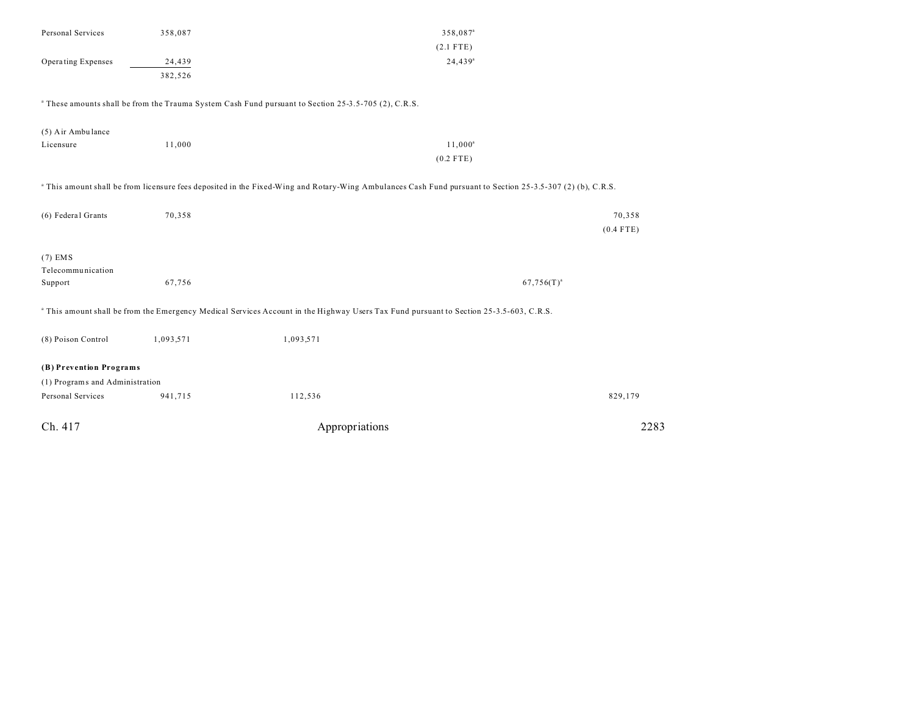| | | | | | |
|---|---|---|---|---|---|
| Personal Services | 358,087 | | 358,087[a] | | |
| | | | (2.1 FTE) | | |
| Operating Expenses | 24,439 | | 24,439[a] | | |
| | 382,526 | | | | |

[a] These amounts shall be from the Trauma System Cash Fund pursuant to Section 25-3.5-705 (2), C.R.S.

| | | | | | |
|---|---|---|---|---|---|
| (5) Air Ambulance Licensure | 11,000 | | 11,000[a] | | |
| | | | (0.2 FTE) | | |

[a] This amount shall be from licensure fees deposited in the Fixed-Wing and Rotary-Wing Ambulances Cash Fund pursuant to Section 25-3.5-307 (2) (b), C.R.S.

| | | | | | |
|---|---|---|---|---|---|
| (6) Federal Grants | 70,358 | | | | 70,358 |
| | | | | | (0.4 FTE) |
| (7) EMS Telecommunication Support | 67,756 | | | 67,756(T)[a] | |

[a] This amount shall be from the Emergency Medical Services Account in the Highway Users Tax Fund pursuant to Section 25-3.5-603, C.R.S.

| | | | | | |
|---|---|---|---|---|---|
| (8) Poison Control | 1,093,571 | 1,093,571 | | | |

**(B) Prevention Programs**

(1) Programs and Administration

| | | | | | |
|---|---|---|---|---|---|
| Personal Services | 941,715 | 112,536 | | | 829,179 |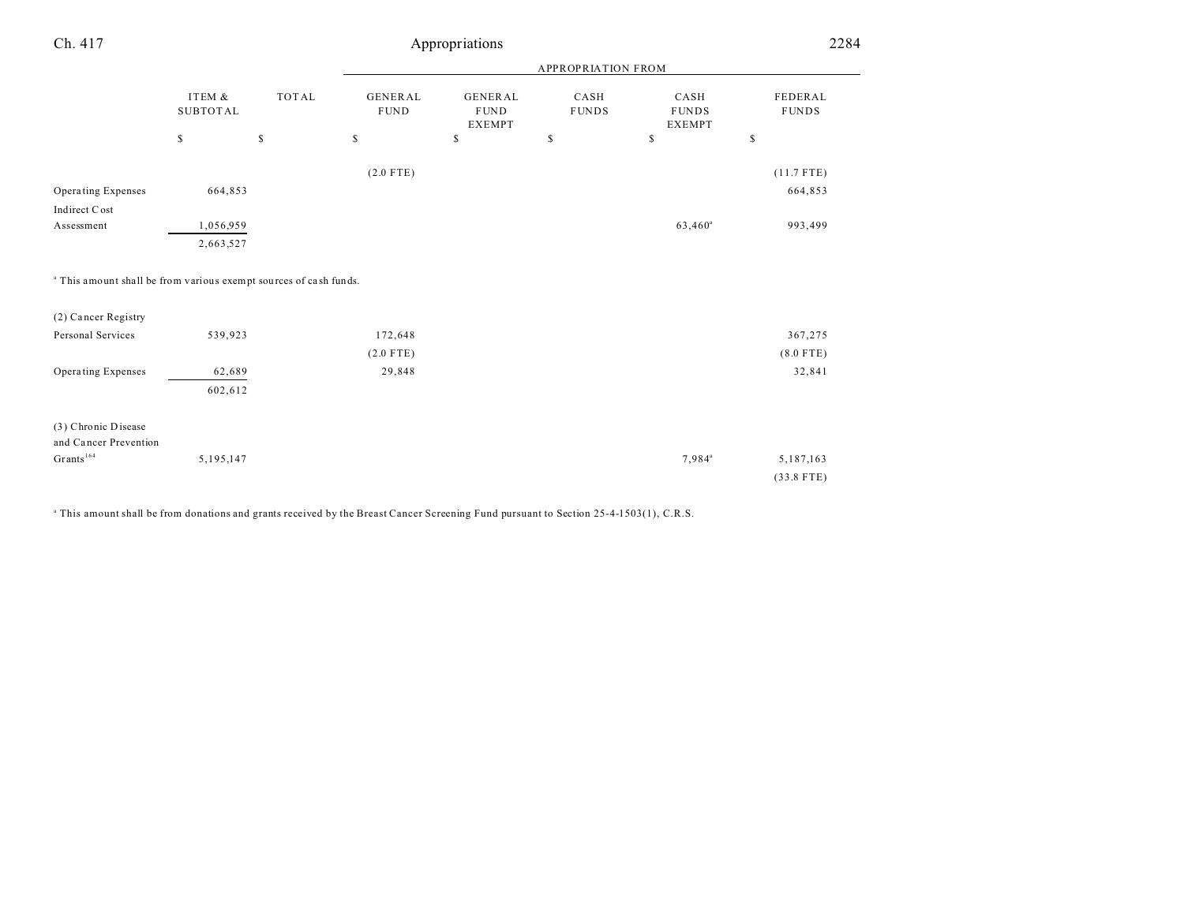| | ITEM & SUBTOTAL | TOTAL | APPROPRIATION FROM GENERAL FUND | GENERAL FUND EXEMPT | CASH FUNDS | CASH FUNDS EXEMPT | FEDERAL FUNDS |
|---|---|---|---|---|---|---|---|
| | $ | $ | $ | $ | $ | $ | $ |
| | | | (2.0 FTE) | | | | (11.7 FTE) |
| Operating Expenses | 664,853 | | | | | | 664,853 |
| Indirect Cost Assessment | 1,056,959 | | | | | 63,460[a] | 993,499 |
| | 2,663,527 | | | | | | |

[a] This amount shall be from various exempt sources of cash funds.

| | ITEM & SUBTOTAL | TOTAL | GENERAL FUND | GENERAL FUND EXEMPT | CASH FUNDS | CASH FUNDS EXEMPT | FEDERAL FUNDS |
|---|---|---|---|---|---|---|---|
| (2) Cancer Registry | | | | | | | |
| Personal Services | 539,923 | | 172,648 | | | | 367,275 |
| | | | (2.0 FTE) | | | | (8.0 FTE) |
| Operating Expenses | 62,689 | | 29,848 | | | | 32,841 |
| | 602,612 | | | | | | |
| | | | | | | | |
| (3) Chronic Disease and Cancer Prevention Grants[164] | 5,195,147 | | | | | 7,984[a] | 5,187,163 |
| | | | | | | | (33.8 FTE) |

[a] This amount shall be from donations and grants received by the Breast Cancer Screening Fund pursuant to Section 25-4-1503(1), C.R.S.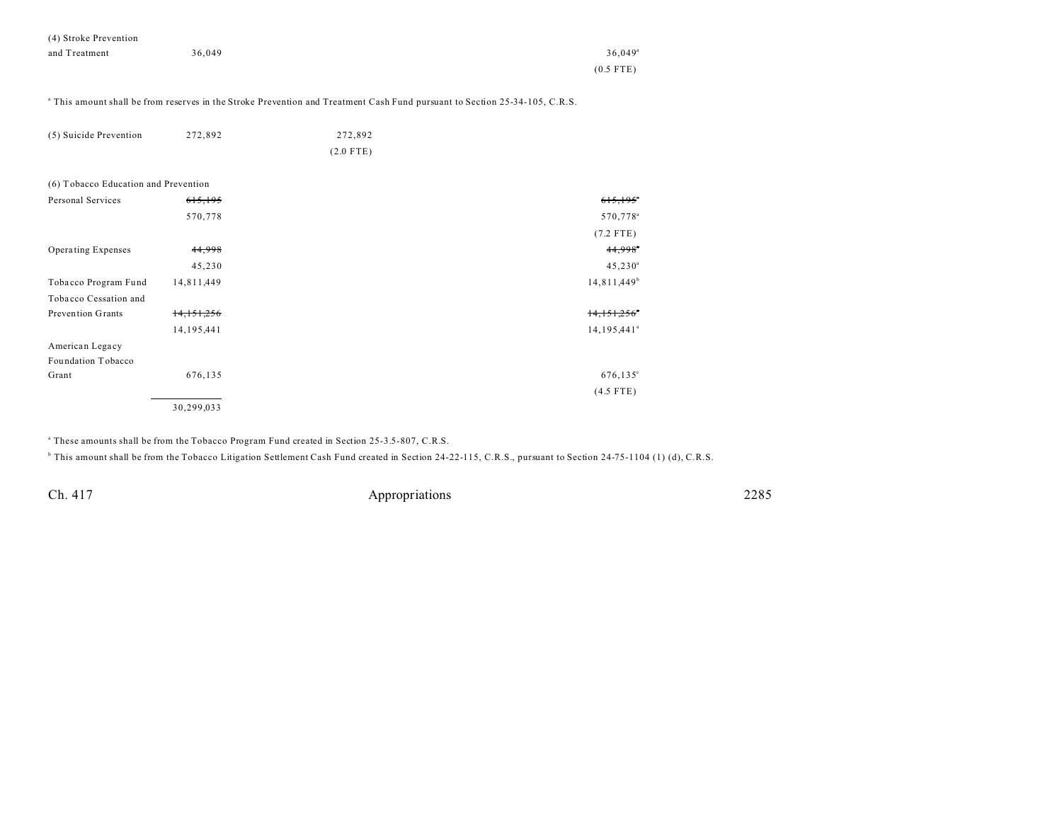| | Total | General Fund | General Fund Exempt | Cash Funds | Cash Funds Exempt | Federal Funds |
|---|---|---|---|---|---|---|
| (4) Stroke Prevention and Treatment | 36,049 | | | | 36,049[a] | |
| | | | | | (0.5 FTE) | |

[a] This amount shall be from reserves in the Stroke Prevention and Treatment Cash Fund pursuant to Section 25-34-105, C.R.S.

| | Total | General Fund | General Fund Exempt | Cash Funds | Cash Funds Exempt | Federal Funds |
|---|---|---|---|---|---|---|
| (5) Suicide Prevention | 272,892 | 272,892 | | | | |
| | | (2.0 FTE) | | | | |

| | Total | General Fund | General Fund Exempt | Cash Funds | Cash Funds Exempt | Federal Funds |
|---|---|---|---|---|---|---|
| (6) Tobacco Education and Prevention | | | | | | |
| Personal Services | ~~615,195~~ | | | | ~~615,195~~[a] | |
| | 570,778 | | | | 570,778[a] | |
| | | | | | (7.2 FTE) | |
| Operating Expenses | ~~44,998~~ | | | | ~~44,998~~[a] | |
| | 45,230 | | | | 45,230[a] | |
| Tobacco Program Fund | 14,811,449 | | | | 14,811,449[b] | |
| Tobacco Cessation and Prevention Grants | ~~14,151,256~~ | | | | ~~14,151,256~~[a] | |
| | 14,195,441 | | | | 14,195,441[a] | |
| American Legacy Foundation Tobacco Grant | 676,135 | | | | 676,135[c] | |
| | | | | | (4.5 FTE) | |
| | 30,299,033 | | | | | |

[a] These amounts shall be from the Tobacco Program Fund created in Section 25-3.5-807, C.R.S.

[b] This amount shall be from the Tobacco Litigation Settlement Cash Fund created in Section 24-22-115, C.R.S., pursuant to Section 24-75-1104 (1) (d), C.R.S.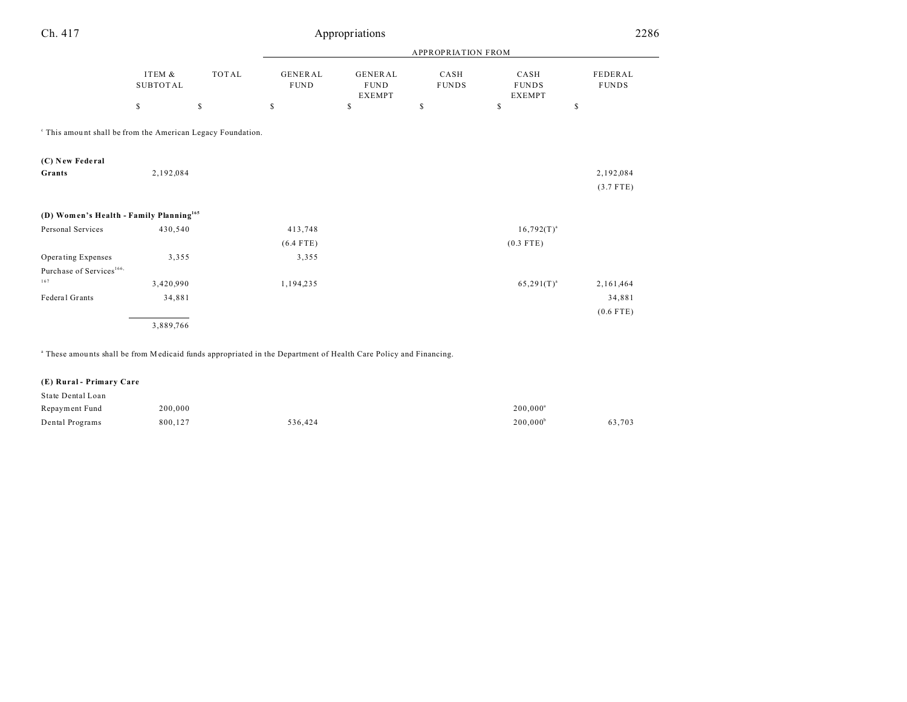| | ITEM & SUBTOTAL | TOTAL | APPROPRIATION FROM GENERAL FUND | GENERAL FUND EXEMPT | CASH FUNDS | CASH FUNDS EXEMPT | FEDERAL FUNDS |
|---|---|---|---|---|---|---|---|
| | $ | $ | $ | $ | $ | $ | $ |

[c] This amount shall be from the American Legacy Foundation.

| | ITEM & SUBTOTAL | TOTAL | GENERAL FUND | GENERAL FUND EXEMPT | CASH FUNDS | CASH FUNDS EXEMPT | FEDERAL FUNDS |
|---|---|---|---|---|---|---|---|
| **(C) New Federal Grants** | 2,192,084 | | | | | | 2,192,084 |
| | | | | | | | (3.7 FTE) |
| **(D) Women's Health - Family Planning**[165] | | | | | | | |
| Personal Services | 430,540 | | 413,748 | | | 16,792(T)[a] | |
| | | | (6.4 FTE) | | | (0.3 FTE) | |
| Operating Expenses | 3,355 | | 3,355 | | | | |
| Purchase of Services[166, 167] | 3,420,990 | | 1,194,235 | | | 65,291(T)[a] | 2,161,464 |
| Federal Grants | 34,881 | | | | | | 34,881 |
| | | | | | | | (0.6 FTE) |
| | 3,889,766 | | | | | | |

[a] These amounts shall be from Medicaid funds appropriated in the Department of Health Care Policy and Financing.

| | ITEM & SUBTOTAL | TOTAL | GENERAL FUND | GENERAL FUND EXEMPT | CASH FUNDS | CASH FUNDS EXEMPT | FEDERAL FUNDS |
|---|---|---|---|---|---|---|---|
| **(E) Rural - Primary Care** | | | | | | | |
| State Dental Loan Repayment Fund | 200,000 | | | | | 200,000[a] | |
| Dental Programs | 800,127 | | 536,424 | | | 200,000[b] | 63,703 |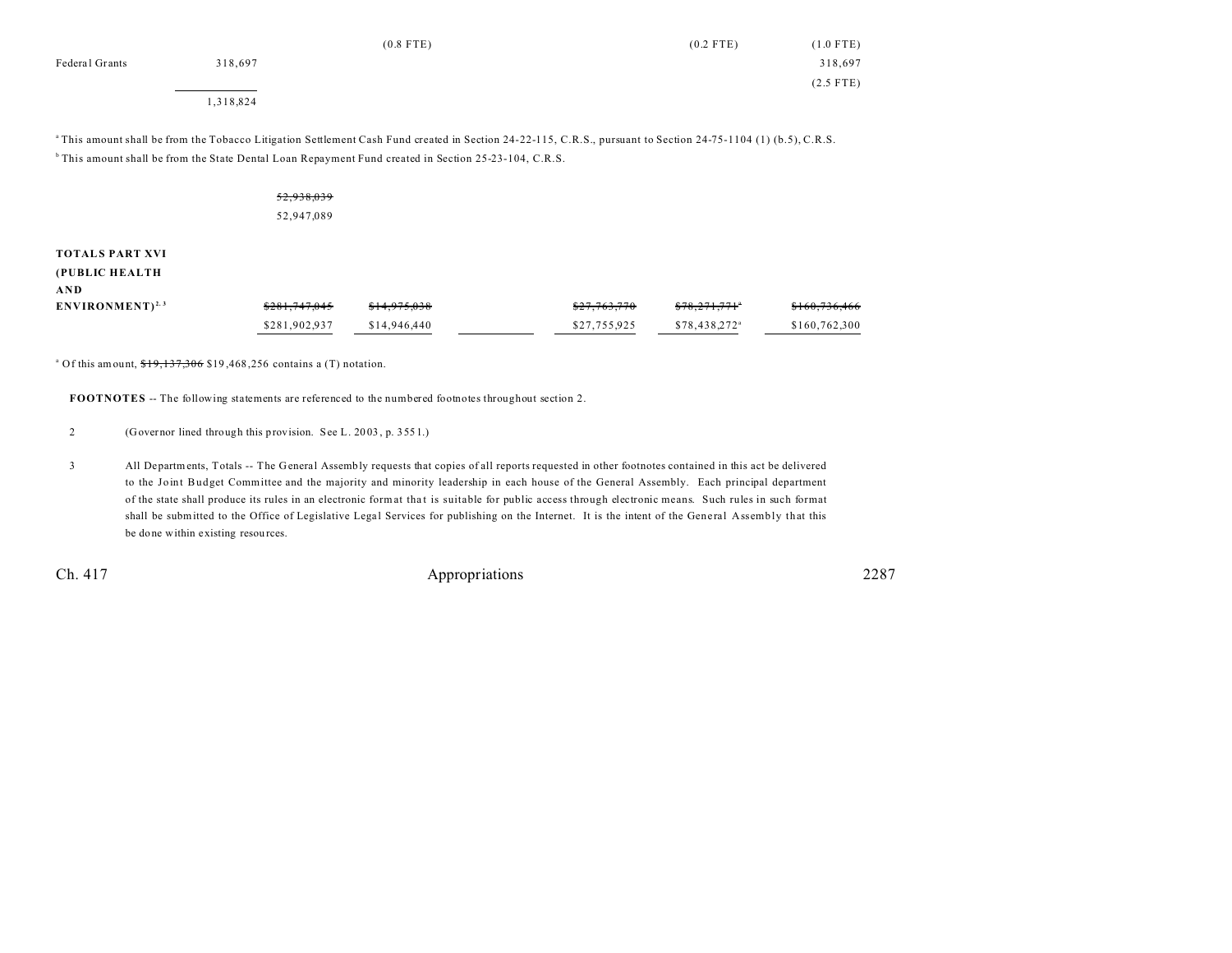| | | | | | | |
|---|---|---|---|---|---|---|
| | | (0.8 FTE) | | | (0.2 FTE) | (1.0 FTE) |
| Federal Grants | 318,697 | | | | | 318,697 |
| | | | | | | (2.5 FTE) |
| | 1,318,824 | | | | | |

[a] This amount shall be from the Tobacco Litigation Settlement Cash Fund created in Section 24-22-115, C.R.S., pursuant to Section 24-75-1104 (1) (b.5), C.R.S.

[b] This amount shall be from the State Dental Loan Repayment Fund created in Section 25-23-104, C.R.S.

~~52,938,039~~
52,947,089

| | | | | | | |
|---|---|---|---|---|---|---|
| **TOTALS PART XVI (PUBLIC HEALTH AND ENVIRONMENT)**[2, 3] | ~~$281,747,045~~ $281,902,937 | ~~$14,975,038~~ $14,946,440 | | ~~$27,763,770~~ $27,755,925 | ~~$78,271,771~~[a] $78,438,272[a] | ~~$160,736,466~~ $160,762,300 |

[a] Of this amount, ~~$19,137,306~~ $19,468,256 contains a (T) notation.

**FOOTNOTES** -- The following statements are referenced to the numbered footnotes throughout section 2.

2 (Governor lined through this provision. See L. 2003, p. 3551.)

3 All Departments, Totals -- The General Assembly requests that copies of all reports requested in other footnotes contained in this act be delivered to the Joint Budget Committee and the majority and minority leadership in each house of the General Assembly. Each principal department of the state shall produce its rules in an electronic format that is suitable for public access through electronic means. Such rules in such format shall be submitted to the Office of Legislative Legal Services for publishing on the Internet. It is the intent of the General Assembly that this be done within existing resources.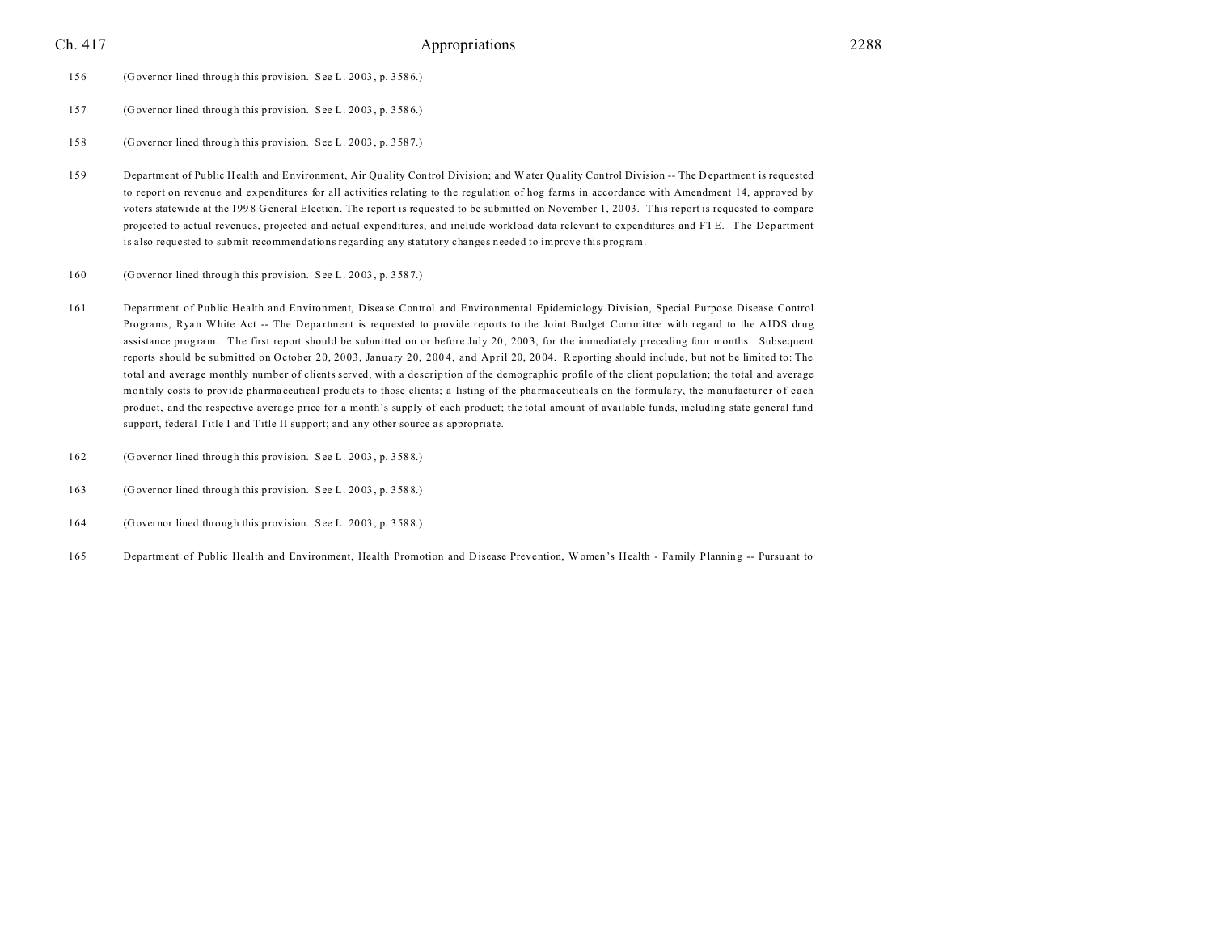156 (Governor lined through this provision. See L. 2003, p. 3586.)

157 (Governor lined through this provision. See L. 2003, p. 3586.)

158 (Governor lined through this provision. See L. 2003, p. 3587.)

159 Department of Public Health and Environment, Air Quality Control Division; and Water Quality Control Division -- The Department is requested to report on revenue and expenditures for all activities relating to the regulation of hog farms in accordance with Amendment 14, approved by voters statewide at the 1998 General Election. The report is requested to be submitted on November 1, 2003. This report is requested to compare projected to actual revenues, projected and actual expenditures, and include workload data relevant to expenditures and FTE. The Department is also requested to submit recommendations regarding any statutory changes needed to improve this program.

160 (Governor lined through this provision. See L. 2003, p. 3587.)

161 Department of Public Health and Environment, Disease Control and Environmental Epidemiology Division, Special Purpose Disease Control Programs, Ryan White Act -- The Department is requested to provide reports to the Joint Budget Committee with regard to the AIDS drug assistance program. The first report should be submitted on or before July 20, 2003, for the immediately preceding four months. Subsequent reports should be submitted on October 20, 2003, January 20, 2004, and April 20, 2004. Reporting should include, but not be limited to: The total and average monthly number of clients served, with a description of the demographic profile of the client population; the total and average monthly costs to provide pharmaceutical products to those clients; a listing of the pharmaceuticals on the formulary, the manufacturer of each product, and the respective average price for a month's supply of each product; the total amount of available funds, including state general fund support, federal Title I and Title II support; and any other source as appropriate.

162 (Governor lined through this provision. See L. 2003, p. 3588.)

163 (Governor lined through this provision. See L. 2003, p. 3588.)

164 (Governor lined through this provision. See L. 2003, p. 3588.)

165 Department of Public Health and Environment, Health Promotion and Disease Prevention, Women's Health - Family Planning -- Pursuant to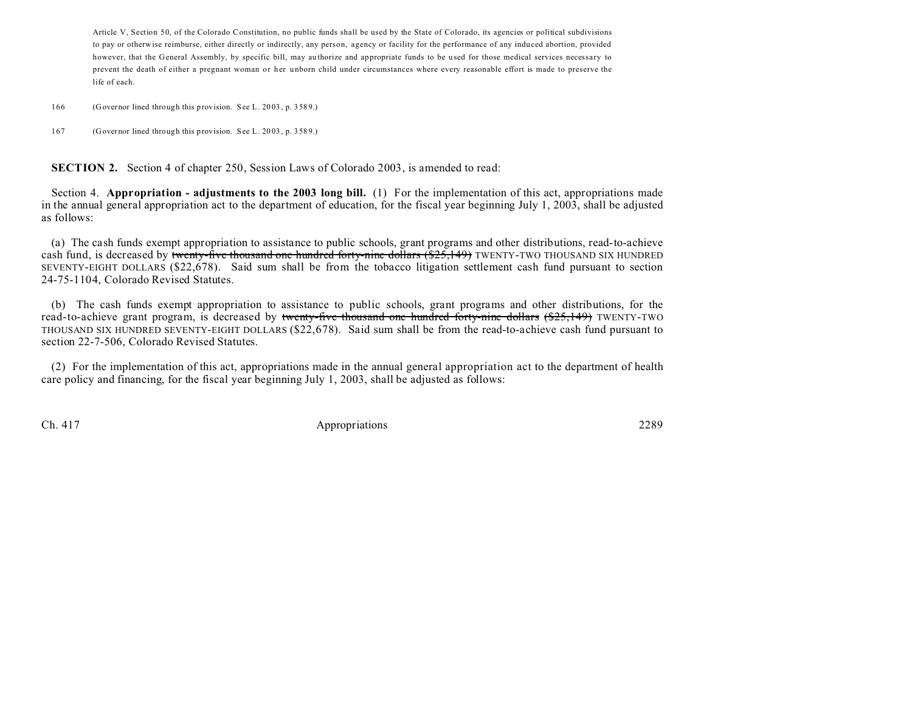Article V, Section 50, of the Colorado Constitution, no public funds shall be used by the State of Colorado, its agencies or political subdivisions to pay or otherwise reimburse, either directly or indirectly, any person, agency or facility for the performance of any induced abortion, provided however, that the General Assembly, by specific bill, may authorize and appropriate funds to be used for those medical services necessary to prevent the death of either a pregnant woman or her unborn child under circumstances where every reasonable effort is made to preserve the life of each.

166 (Governor lined through this provision. See L. 2003, p. 3589.)

167 (Governor lined through this provision. See L. 2003, p. 3589.)

**SECTION 2.** Section 4 of chapter 250, Session Laws of Colorado 2003, is amended to read:

Section 4. **Appropriation - adjustments to the 2003 long bill.** (1) For the implementation of this act, appropriations made in the annual general appropriation act to the department of education, for the fiscal year beginning July 1, 2003, shall be adjusted as follows:

(a) The cash funds exempt appropriation to assistance to public schools, grant programs and other distributions, read-to-achieve cash fund, is decreased by ~~twenty-five thousand one hundred forty-nine dollars ($25,149)~~ TWENTY-TWO THOUSAND SIX HUNDRED SEVENTY-EIGHT DOLLARS ($22,678). Said sum shall be from the tobacco litigation settlement cash fund pursuant to section 24-75-1104, Colorado Revised Statutes.

(b) The cash funds exempt appropriation to assistance to public schools, grant programs and other distributions, for the read-to-achieve grant program, is decreased by ~~twenty-five thousand one hundred forty-nine dollars ($25,149)~~ TWENTY-TWO THOUSAND SIX HUNDRED SEVENTY-EIGHT DOLLARS ($22,678). Said sum shall be from the read-to-achieve cash fund pursuant to section 22-7-506, Colorado Revised Statutes.

(2) For the implementation of this act, appropriations made in the annual general appropriation act to the department of health care policy and financing, for the fiscal year beginning July 1, 2003, shall be adjusted as follows: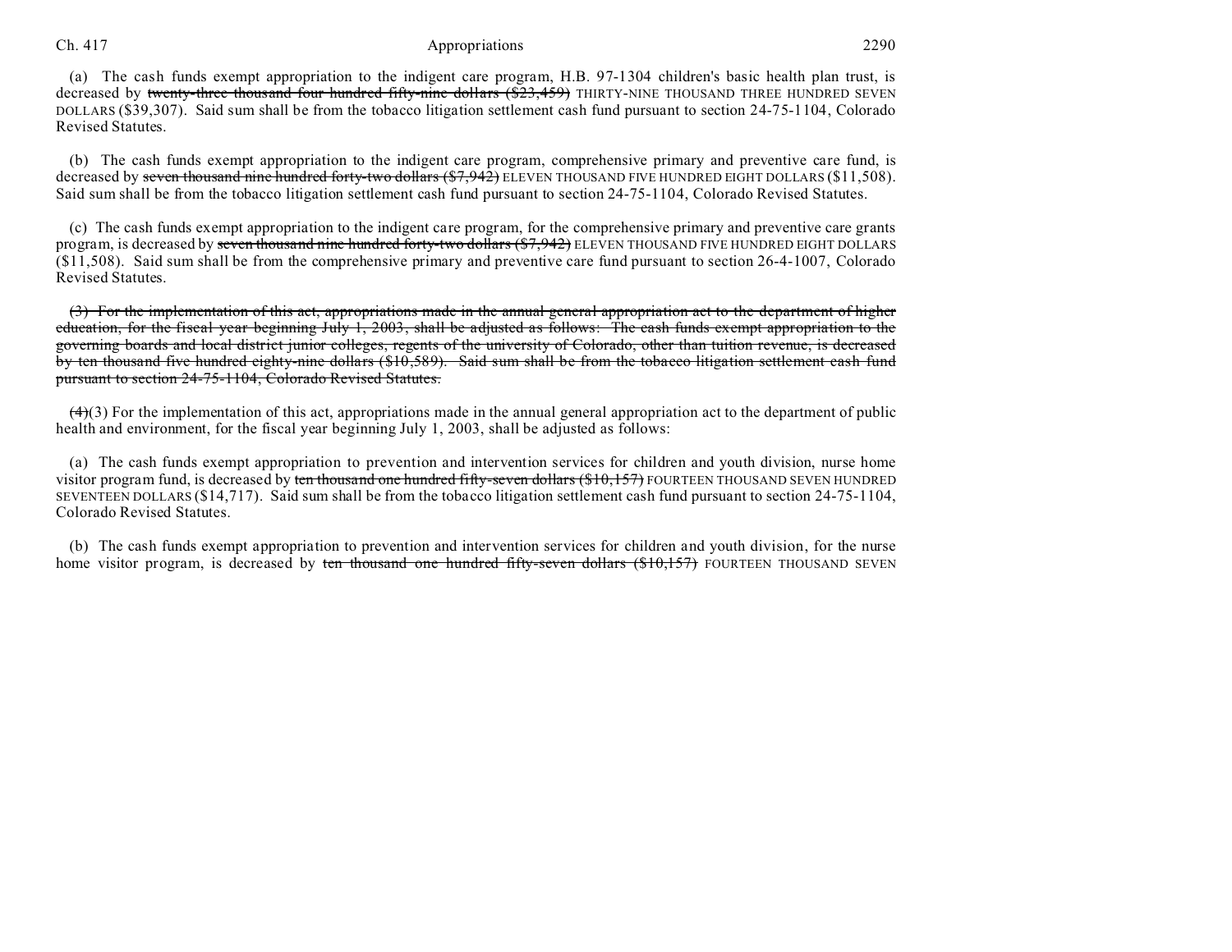(a) The cash funds exempt appropriation to the indigent care program, H.B. 97-1304 children's basic health plan trust, is decreased by ~~twenty-three thousand four hundred fifty-nine dollars ($23,459)~~ THIRTY-NINE THOUSAND THREE HUNDRED SEVEN DOLLARS ($39,307). Said sum shall be from the tobacco litigation settlement cash fund pursuant to section 24-75-1104, Colorado Revised Statutes.

(b) The cash funds exempt appropriation to the indigent care program, comprehensive primary and preventive care fund, is decreased by ~~seven thousand nine hundred forty-two dollars ($7,942)~~ ELEVEN THOUSAND FIVE HUNDRED EIGHT DOLLARS ($11,508). Said sum shall be from the tobacco litigation settlement cash fund pursuant to section 24-75-1104, Colorado Revised Statutes.

(c) The cash funds exempt appropriation to the indigent care program, for the comprehensive primary and preventive care grants program, is decreased by ~~seven thousand nine hundred forty-two dollars ($7,942)~~ ELEVEN THOUSAND FIVE HUNDRED EIGHT DOLLARS ($11,508). Said sum shall be from the comprehensive primary and preventive care fund pursuant to section 26-4-1007, Colorado Revised Statutes.

~~(3) For the implementation of this act, appropriations made in the annual general appropriation act to the department of higher education, for the fiscal year beginning July 1, 2003, shall be adjusted as follows: The cash funds exempt appropriation to the governing boards and local district junior colleges, regents of the university of Colorado, other than tuition revenue, is decreased by ten thousand five hundred eighty-nine dollars ($10,589). Said sum shall be from the tobacco litigation settlement cash fund pursuant to section 24-75-1104, Colorado Revised Statutes.~~

~~(4)~~(3) For the implementation of this act, appropriations made in the annual general appropriation act to the department of public health and environment, for the fiscal year beginning July 1, 2003, shall be adjusted as follows:

(a) The cash funds exempt appropriation to prevention and intervention services for children and youth division, nurse home visitor program fund, is decreased by ~~ten thousand one hundred fifty-seven dollars ($10,157)~~ FOURTEEN THOUSAND SEVEN HUNDRED SEVENTEEN DOLLARS ($14,717). Said sum shall be from the tobacco litigation settlement cash fund pursuant to section 24-75-1104, Colorado Revised Statutes.

(b) The cash funds exempt appropriation to prevention and intervention services for children and youth division, for the nurse home visitor program, is decreased by ~~ten thousand one hundred fifty-seven dollars ($10,157)~~ FOURTEEN THOUSAND SEVEN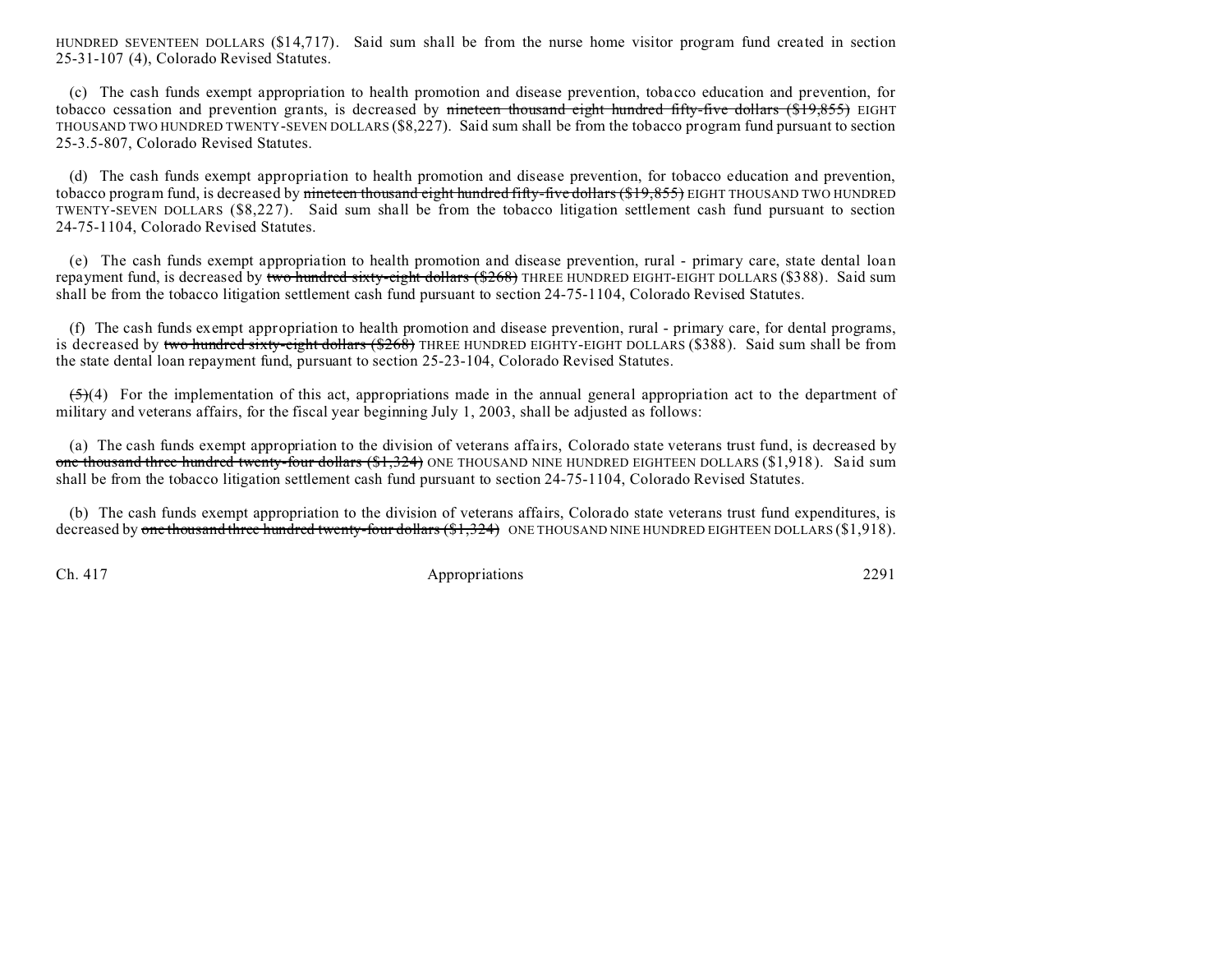HUNDRED SEVENTEEN DOLLARS ($14,717). Said sum shall be from the nurse home visitor program fund created in section 25-31-107 (4), Colorado Revised Statutes.

(c) The cash funds exempt appropriation to health promotion and disease prevention, tobacco education and prevention, for tobacco cessation and prevention grants, is decreased by ~~nineteen thousand eight hundred fifty-five dollars ($19,855)~~ EIGHT THOUSAND TWO HUNDRED TWENTY-SEVEN DOLLARS ($8,227). Said sum shall be from the tobacco program fund pursuant to section 25-3.5-807, Colorado Revised Statutes.

(d) The cash funds exempt appropriation to health promotion and disease prevention, for tobacco education and prevention, tobacco program fund, is decreased by ~~nineteen thousand eight hundred fifty-five dollars ($19,855)~~ EIGHT THOUSAND TWO HUNDRED TWENTY-SEVEN DOLLARS ($8,227). Said sum shall be from the tobacco litigation settlement cash fund pursuant to section 24-75-1104, Colorado Revised Statutes.

(e) The cash funds exempt appropriation to health promotion and disease prevention, rural - primary care, state dental loan repayment fund, is decreased by ~~two hundred sixty-eight dollars ($268)~~ THREE HUNDRED EIGHT-EIGHT DOLLARS ($388). Said sum shall be from the tobacco litigation settlement cash fund pursuant to section 24-75-1104, Colorado Revised Statutes.

(f) The cash funds exempt appropriation to health promotion and disease prevention, rural - primary care, for dental programs, is decreased by ~~two hundred sixty-eight dollars ($268)~~ THREE HUNDRED EIGHTY-EIGHT DOLLARS ($388). Said sum shall be from the state dental loan repayment fund, pursuant to section 25-23-104, Colorado Revised Statutes.

~~(5)~~(4) For the implementation of this act, appropriations made in the annual general appropriation act to the department of military and veterans affairs, for the fiscal year beginning July 1, 2003, shall be adjusted as follows:

(a) The cash funds exempt appropriation to the division of veterans affairs, Colorado state veterans trust fund, is decreased by ~~one thousand three hundred twenty-four dollars ($1,324)~~ ONE THOUSAND NINE HUNDRED EIGHTEEN DOLLARS ($1,918). Said sum shall be from the tobacco litigation settlement cash fund pursuant to section 24-75-1104, Colorado Revised Statutes.

(b) The cash funds exempt appropriation to the division of veterans affairs, Colorado state veterans trust fund expenditures, is decreased by ~~one thousand three hundred twenty-four dollars ($1,324)~~ ONE THOUSAND NINE HUNDRED EIGHTEEN DOLLARS ($1,918).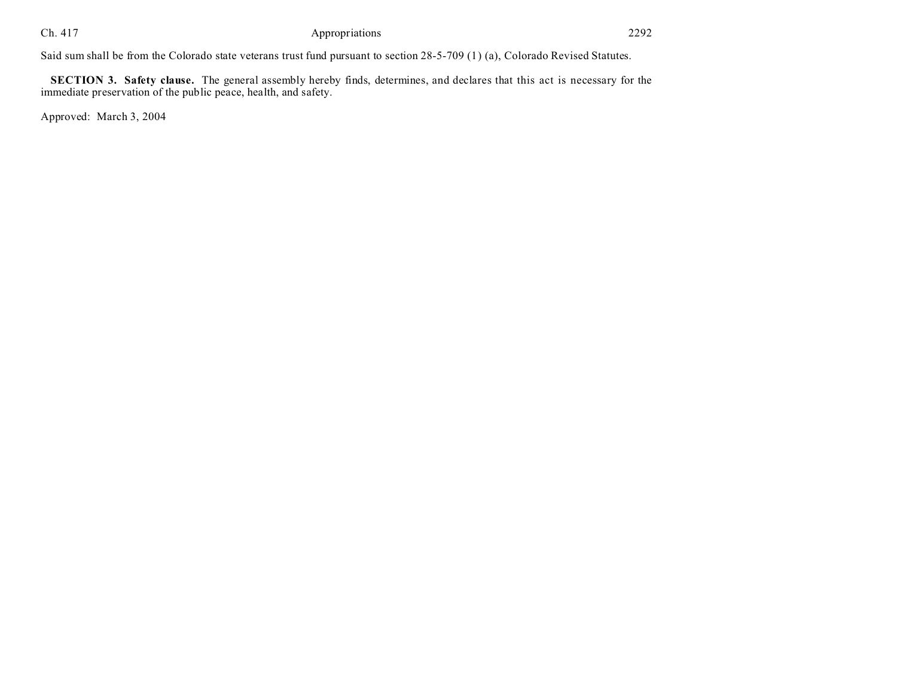Said sum shall be from the Colorado state veterans trust fund pursuant to section 28-5-709 (1) (a), Colorado Revised Statutes.

**SECTION 3. Safety clause.** The general assembly hereby finds, determines, and declares that this act is necessary for the immediate preservation of the public peace, health, and safety.

Approved: March 3, 2004